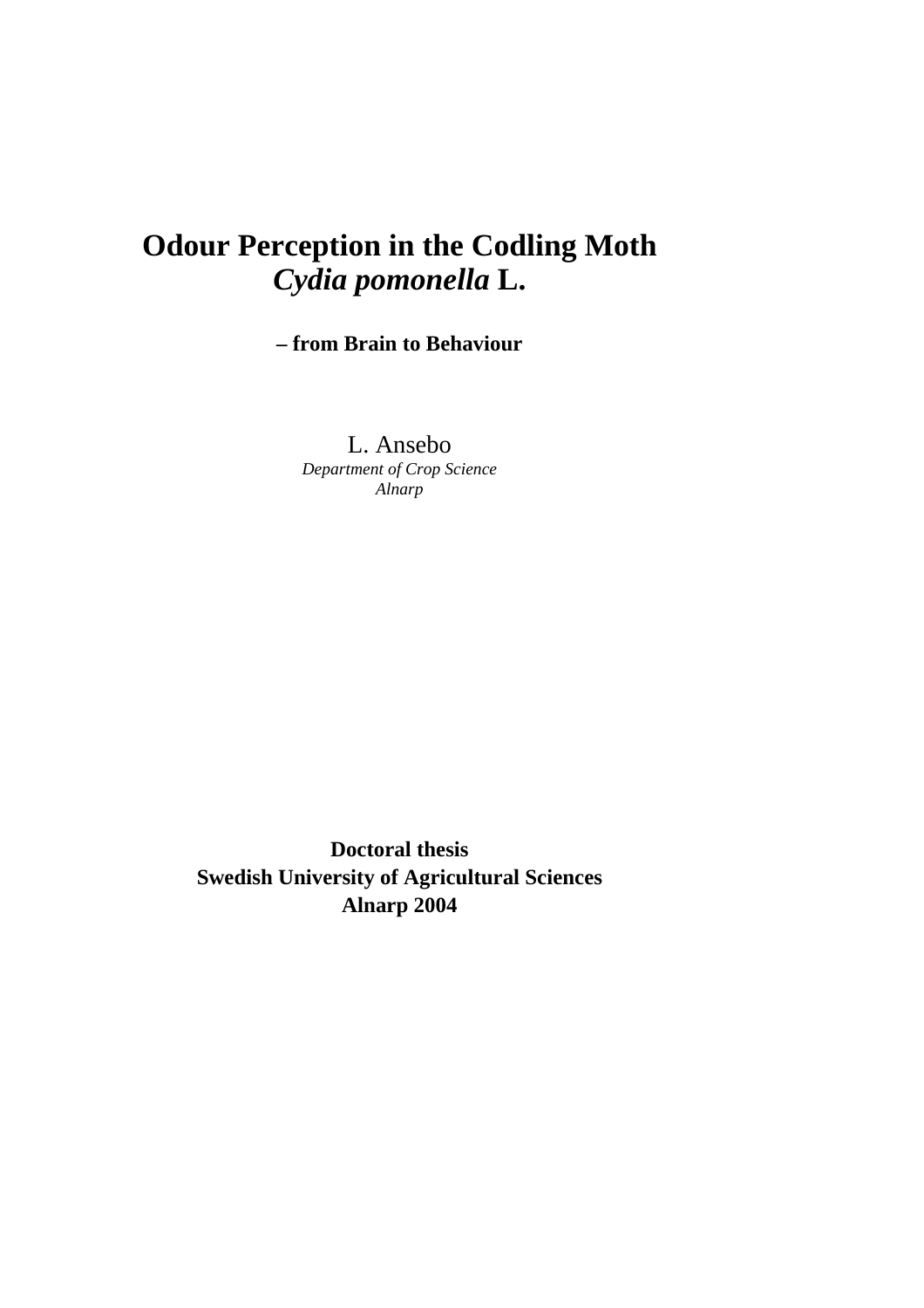# Odour Perception in the Codling Moth *Cydia pomonella* L.

**– from Brain to Behaviour**

L. Ansebo

*Department of Crop Science*
*Alnarp*

**Doctoral thesis**
**Swedish University of Agricultural Sciences**
**Alnarp 2004**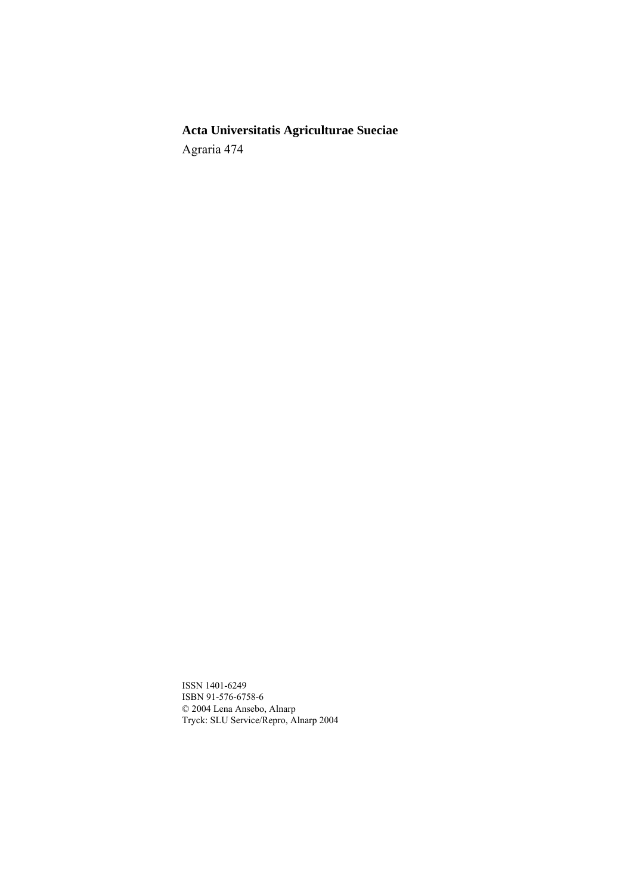**Acta Universitatis Agriculturae Sueciae**

Agraria 474

ISSN 1401-6249
ISBN 91-576-6758-6
© 2004 Lena Ansebo, Alnarp
Tryck: SLU Service/Repro, Alnarp 2004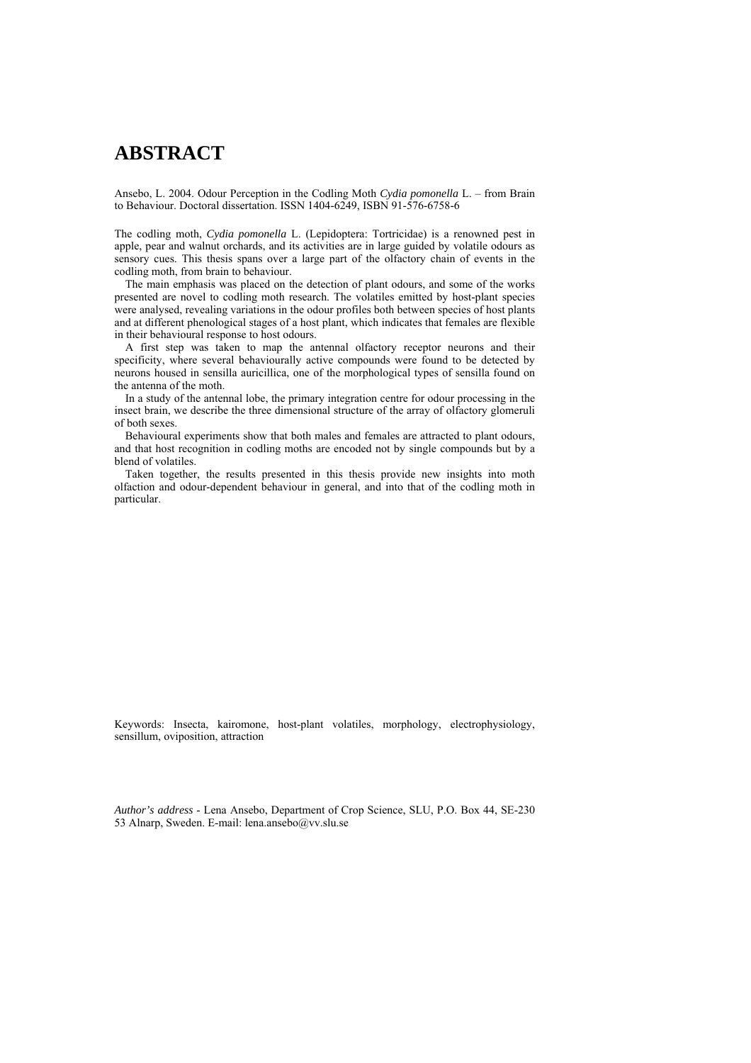# ABSTRACT

Ansebo, L. 2004. Odour Perception in the Codling Moth *Cydia pomonella* L. – from Brain to Behaviour. Doctoral dissertation. ISSN 1404-6249, ISBN 91-576-6758-6

The codling moth, *Cydia pomonella* L. (Lepidoptera: Tortricidae) is a renowned pest in apple, pear and walnut orchards, and its activities are in large guided by volatile odours as sensory cues. This thesis spans over a large part of the olfactory chain of events in the codling moth, from brain to behaviour.

The main emphasis was placed on the detection of plant odours, and some of the works presented are novel to codling moth research. The volatiles emitted by host-plant species were analysed, revealing variations in the odour profiles both between species of host plants and at different phenological stages of a host plant, which indicates that females are flexible in their behavioural response to host odours.

A first step was taken to map the antennal olfactory receptor neurons and their specificity, where several behaviourally active compounds were found to be detected by neurons housed in sensilla auricillica, one of the morphological types of sensilla found on the antenna of the moth.

In a study of the antennal lobe, the primary integration centre for odour processing in the insect brain, we describe the three dimensional structure of the array of olfactory glomeruli of both sexes.

Behavioural experiments show that both males and females are attracted to plant odours, and that host recognition in codling moths are encoded not by single compounds but by a blend of volatiles.

Taken together, the results presented in this thesis provide new insights into moth olfaction and odour-dependent behaviour in general, and into that of the codling moth in particular.

Keywords: Insecta, kairomone, host-plant volatiles, morphology, electrophysiology, sensillum, oviposition, attraction

*Author's address* - Lena Ansebo, Department of Crop Science, SLU, P.O. Box 44, SE-230 53 Alnarp, Sweden. E-mail: lena.ansebo@vv.slu.se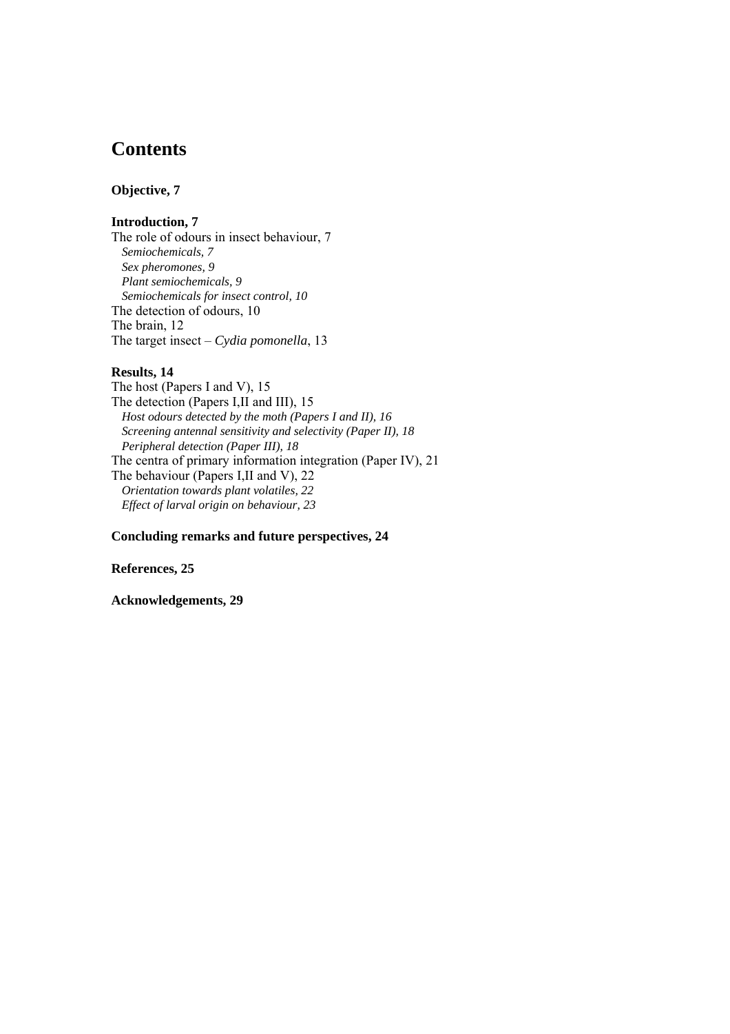# Contents

**Objective, 7**

**Introduction, 7**

The role of odours in insect behaviour, 7
*Semiochemicals, 7*
*Sex pheromones, 9*
*Plant semiochemicals, 9*
*Semiochemicals for insect control, 10*
The detection of odours, 10
The brain, 12
The target insect – *Cydia pomonella*, 13

**Results, 14**

The host (Papers I and V), 15
The detection (Papers I,II and III), 15
*Host odours detected by the moth (Papers I and II), 16*
*Screening antennal sensitivity and selectivity (Paper II), 18*
*Peripheral detection (Paper III), 18*
The centra of primary information integration (Paper IV), 21
The behaviour (Papers I,II and V), 22
*Orientation towards plant volatiles, 22*
*Effect of larval origin on behaviour, 23*

**Concluding remarks and future perspectives, 24**

**References, 25**

**Acknowledgements, 29**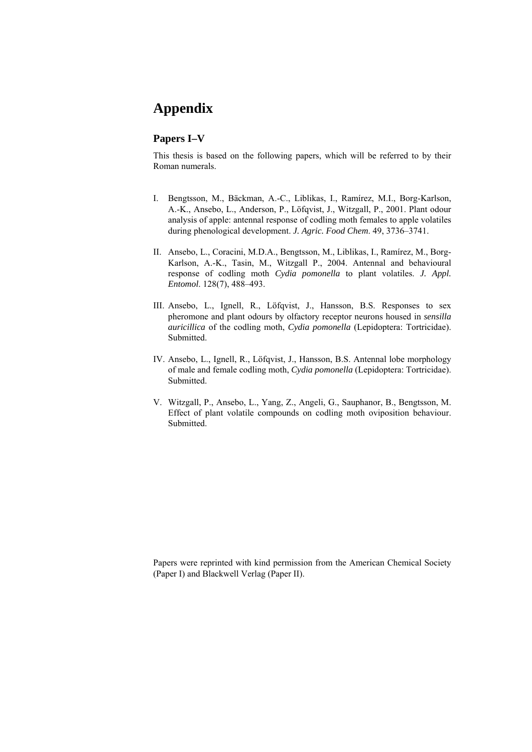# Appendix

## Papers I–V

This thesis is based on the following papers, which will be referred to by their Roman numerals.

I. Bengtsson, M., Bäckman, A.-C., Liblikas, I., Ramírez, M.I., Borg-Karlson, A.-K., Ansebo, L., Anderson, P., Löfqvist, J., Witzgall, P., 2001. Plant odour analysis of apple: antennal response of codling moth females to apple volatiles during phenological development. *J. Agric. Food Chem*. 49, 3736–3741.

II. Ansebo, L., Coracini, M.D.A., Bengtsson, M., Liblikas, I., Ramírez, M., Borg-Karlson, A.-K., Tasin, M., Witzgall P., 2004. Antennal and behavioural response of codling moth *Cydia pomonella* to plant volatiles. *J. Appl. Entomol*. 128(7), 488–493.

III. Ansebo, L., Ignell, R., Löfqvist, J., Hansson, B.S. Responses to sex pheromone and plant odours by olfactory receptor neurons housed in *sensilla auricillica* of the codling moth, *Cydia pomonella* (Lepidoptera: Tortricidae). Submitted.

IV. Ansebo, L., Ignell, R., Löfqvist, J., Hansson, B.S. Antennal lobe morphology of male and female codling moth, *Cydia pomonella* (Lepidoptera: Tortricidae). Submitted.

V. Witzgall, P., Ansebo, L., Yang, Z., Angeli, G., Sauphanor, B., Bengtsson, M. Effect of plant volatile compounds on codling moth oviposition behaviour. Submitted.

Papers were reprinted with kind permission from the American Chemical Society (Paper I) and Blackwell Verlag (Paper II).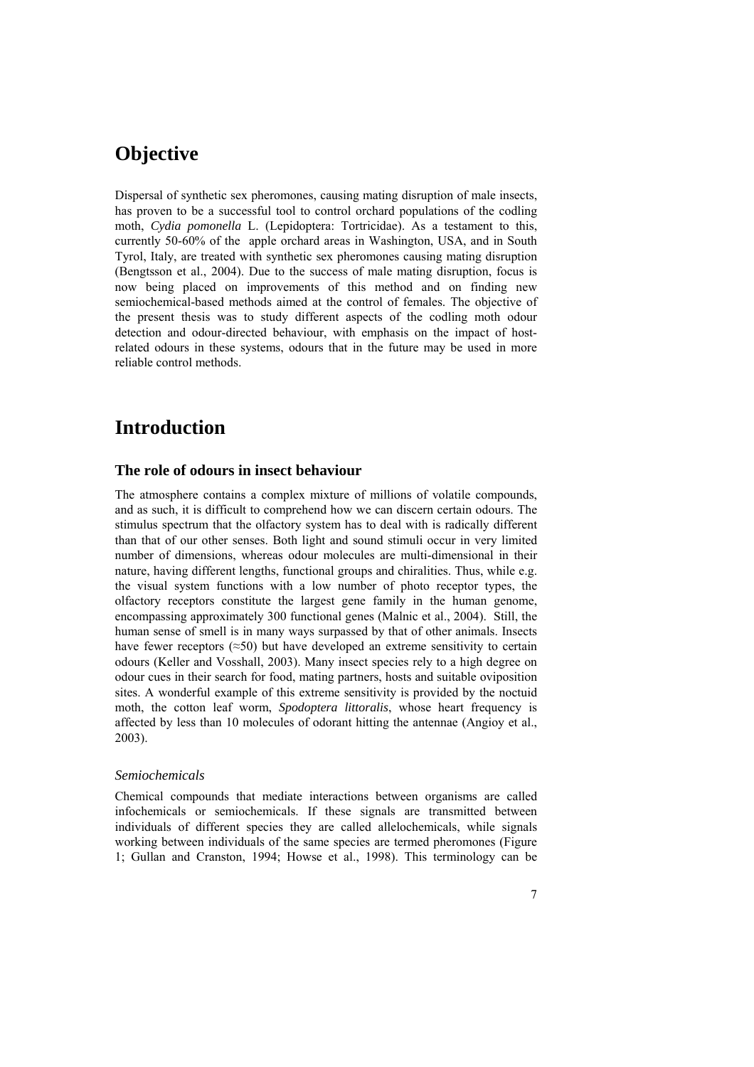# Objective

Dispersal of synthetic sex pheromones, causing mating disruption of male insects, has proven to be a successful tool to control orchard populations of the codling moth, *Cydia pomonella* L. (Lepidoptera: Tortricidae). As a testament to this, currently 50-60% of the apple orchard areas in Washington, USA, and in South Tyrol, Italy, are treated with synthetic sex pheromones causing mating disruption (Bengtsson et al., 2004). Due to the success of male mating disruption, focus is now being placed on improvements of this method and on finding new semiochemical-based methods aimed at the control of females. The objective of the present thesis was to study different aspects of the codling moth odour detection and odour-directed behaviour, with emphasis on the impact of host-related odours in these systems, odours that in the future may be used in more reliable control methods.

# Introduction

## The role of odours in insect behaviour

The atmosphere contains a complex mixture of millions of volatile compounds, and as such, it is difficult to comprehend how we can discern certain odours. The stimulus spectrum that the olfactory system has to deal with is radically different than that of our other senses. Both light and sound stimuli occur in very limited number of dimensions, whereas odour molecules are multi-dimensional in their nature, having different lengths, functional groups and chiralities. Thus, while e.g. the visual system functions with a low number of photo receptor types, the olfactory receptors constitute the largest gene family in the human genome, encompassing approximately 300 functional genes (Malnic et al., 2004). Still, the human sense of smell is in many ways surpassed by that of other animals. Insects have fewer receptors (≈50) but have developed an extreme sensitivity to certain odours (Keller and Vosshall, 2003). Many insect species rely to a high degree on odour cues in their search for food, mating partners, hosts and suitable oviposition sites. A wonderful example of this extreme sensitivity is provided by the noctuid moth, the cotton leaf worm, *Spodoptera littoralis*, whose heart frequency is affected by less than 10 molecules of odorant hitting the antennae (Angioy et al., 2003).

### *Semiochemicals*

Chemical compounds that mediate interactions between organisms are called infochemicals or semiochemicals. If these signals are transmitted between individuals of different species they are called allelochemicals, while signals working between individuals of the same species are termed pheromones (Figure 1; Gullan and Cranston, 1994; Howse et al., 1998). This terminology can be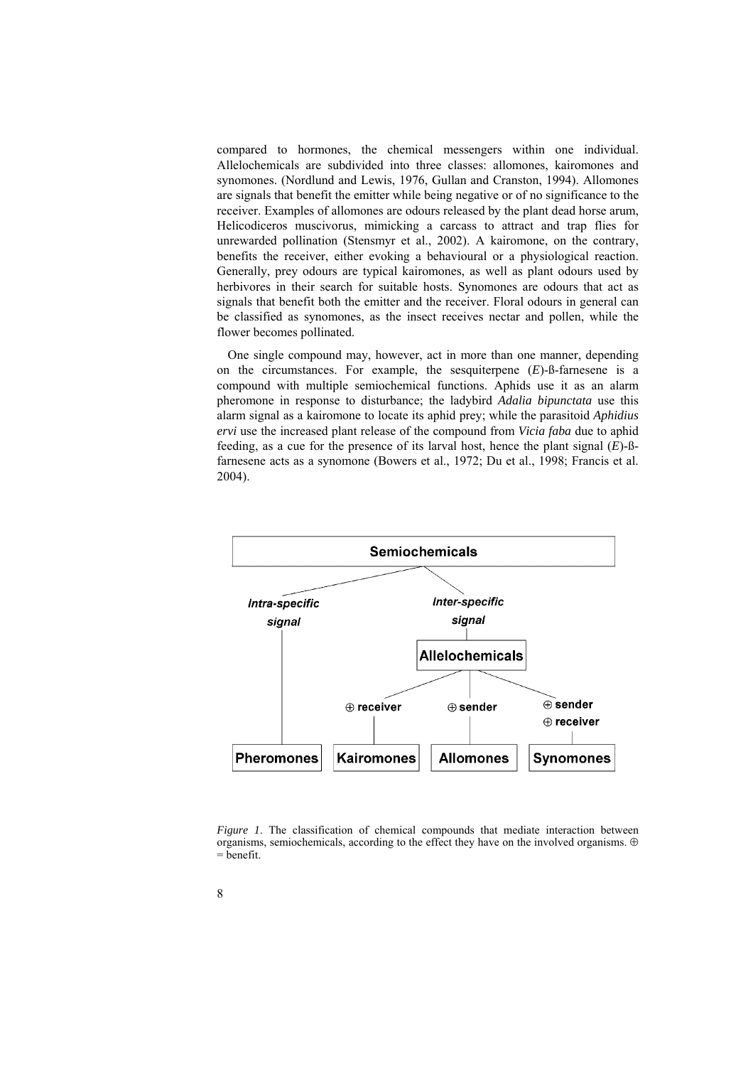compared to hormones, the chemical messengers within one individual. Allelochemicals are subdivided into three classes: allomones, kairomones and synomones. (Nordlund and Lewis, 1976, Gullan and Cranston, 1994). Allomones are signals that benefit the emitter while being negative or of no significance to the receiver. Examples of allomones are odours released by the plant dead horse arum, Helicodiceros muscivorus, mimicking a carcass to attract and trap flies for unrewarded pollination (Stensmyr et al., 2002). A kairomone, on the contrary, benefits the receiver, either evoking a behavioural or a physiological reaction. Generally, prey odours are typical kairomones, as well as plant odours used by herbivores in their search for suitable hosts. Synomones are odours that act as signals that benefit both the emitter and the receiver. Floral odours in general can be classified as synomones, as the insect receives nectar and pollen, while the flower becomes pollinated.

One single compound may, however, act in more than one manner, depending on the circumstances. For example, the sesquiterpene (*E*)-ß-farnesene is a compound with multiple semiochemical functions. Aphids use it as an alarm pheromone in response to disturbance; the ladybird *Adalia bipunctata* use this alarm signal as a kairomone to locate its aphid prey; while the parasitoid *Aphidius ervi* use the increased plant release of the compound from *Vicia faba* due to aphid feeding, as a cue for the presence of its larval host, hence the plant signal (*E*)-ß-farnesene acts as a synomone (Bowers et al., 1972; Du et al., 1998; Francis et al. 2004).

*Figure 1*. The classification of chemical compounds that mediate interaction between organisms, semiochemicals, according to the effect they have on the involved organisms. ⊕ = benefit.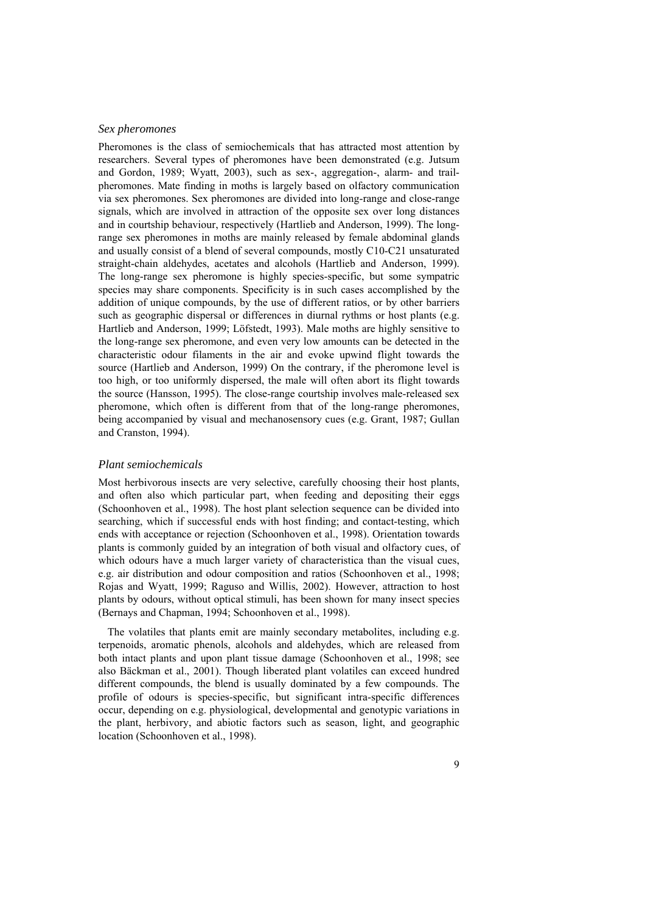### *Sex pheromones*

Pheromones is the class of semiochemicals that has attracted most attention by researchers. Several types of pheromones have been demonstrated (e.g. Jutsum and Gordon, 1989; Wyatt, 2003), such as sex-, aggregation-, alarm- and trail-pheromones. Mate finding in moths is largely based on olfactory communication via sex pheromones. Sex pheromones are divided into long-range and close-range signals, which are involved in attraction of the opposite sex over long distances and in courtship behaviour, respectively (Hartlieb and Anderson, 1999). The long-range sex pheromones in moths are mainly released by female abdominal glands and usually consist of a blend of several compounds, mostly C10-C21 unsaturated straight-chain aldehydes, acetates and alcohols (Hartlieb and Anderson, 1999). The long-range sex pheromone is highly species-specific, but some sympatric species may share components. Specificity is in such cases accomplished by the addition of unique compounds, by the use of different ratios, or by other barriers such as geographic dispersal or differences in diurnal rythms or host plants (e.g. Hartlieb and Anderson, 1999; Löfstedt, 1993). Male moths are highly sensitive to the long-range sex pheromone, and even very low amounts can be detected in the characteristic odour filaments in the air and evoke upwind flight towards the source (Hartlieb and Anderson, 1999) On the contrary, if the pheromone level is too high, or too uniformly dispersed, the male will often abort its flight towards the source (Hansson, 1995). The close-range courtship involves male-released sex pheromone, which often is different from that of the long-range pheromones, being accompanied by visual and mechanosensory cues (e.g. Grant, 1987; Gullan and Cranston, 1994).

### *Plant semiochemicals*

Most herbivorous insects are very selective, carefully choosing their host plants, and often also which particular part, when feeding and depositing their eggs (Schoonhoven et al., 1998). The host plant selection sequence can be divided into searching, which if successful ends with host finding; and contact-testing, which ends with acceptance or rejection (Schoonhoven et al., 1998). Orientation towards plants is commonly guided by an integration of both visual and olfactory cues, of which odours have a much larger variety of characteristica than the visual cues, e.g. air distribution and odour composition and ratios (Schoonhoven et al., 1998; Rojas and Wyatt, 1999; Raguso and Willis, 2002). However, attraction to host plants by odours, without optical stimuli, has been shown for many insect species (Bernays and Chapman, 1994; Schoonhoven et al., 1998).

The volatiles that plants emit are mainly secondary metabolites, including e.g. terpenoids, aromatic phenols, alcohols and aldehydes, which are released from both intact plants and upon plant tissue damage (Schoonhoven et al., 1998; see also Bäckman et al., 2001). Though liberated plant volatiles can exceed hundred different compounds, the blend is usually dominated by a few compounds. The profile of odours is species-specific, but significant intra-specific differences occur, depending on e.g. physiological, developmental and genotypic variations in the plant, herbivory, and abiotic factors such as season, light, and geographic location (Schoonhoven et al., 1998).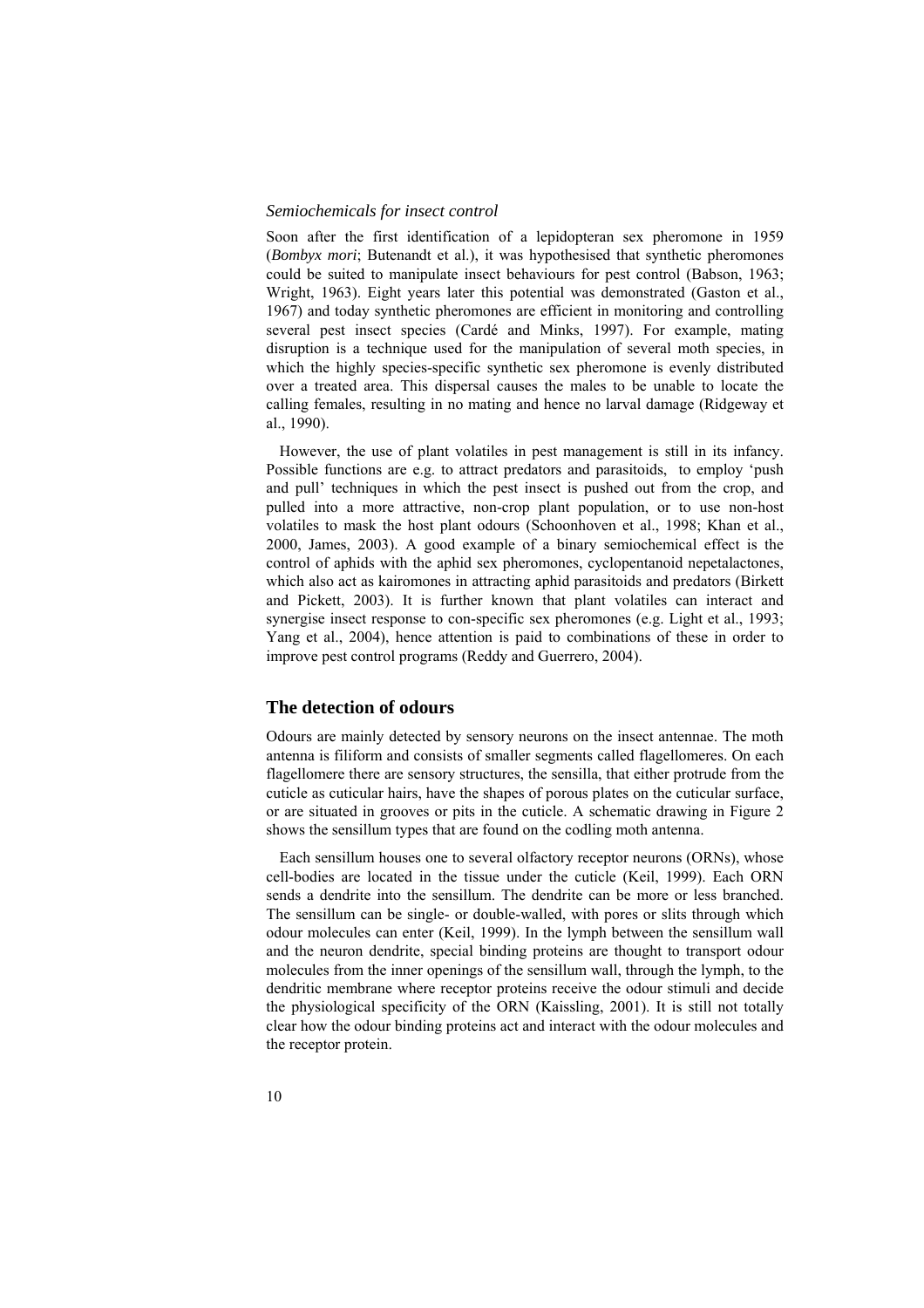*Semiochemicals for insect control*

Soon after the first identification of a lepidopteran sex pheromone in 1959 (*Bombyx mori*; Butenandt et al.), it was hypothesised that synthetic pheromones could be suited to manipulate insect behaviours for pest control (Babson, 1963; Wright, 1963). Eight years later this potential was demonstrated (Gaston et al., 1967) and today synthetic pheromones are efficient in monitoring and controlling several pest insect species (Cardé and Minks, 1997). For example, mating disruption is a technique used for the manipulation of several moth species, in which the highly species-specific synthetic sex pheromone is evenly distributed over a treated area. This dispersal causes the males to be unable to locate the calling females, resulting in no mating and hence no larval damage (Ridgeway et al., 1990).

However, the use of plant volatiles in pest management is still in its infancy. Possible functions are e.g. to attract predators and parasitoids, to employ 'push and pull' techniques in which the pest insect is pushed out from the crop, and pulled into a more attractive, non-crop plant population, or to use non-host volatiles to mask the host plant odours (Schoonhoven et al., 1998; Khan et al., 2000, James, 2003). A good example of a binary semiochemical effect is the control of aphids with the aphid sex pheromones, cyclopentanoid nepetalactones, which also act as kairomones in attracting aphid parasitoids and predators (Birkett and Pickett, 2003). It is further known that plant volatiles can interact and synergise insect response to con-specific sex pheromones (e.g. Light et al., 1993; Yang et al., 2004), hence attention is paid to combinations of these in order to improve pest control programs (Reddy and Guerrero, 2004).

## The detection of odours

Odours are mainly detected by sensory neurons on the insect antennae. The moth antenna is filiform and consists of smaller segments called flagellomeres. On each flagellomere there are sensory structures, the sensilla, that either protrude from the cuticle as cuticular hairs, have the shapes of porous plates on the cuticular surface, or are situated in grooves or pits in the cuticle. A schematic drawing in Figure 2 shows the sensillum types that are found on the codling moth antenna.

Each sensillum houses one to several olfactory receptor neurons (ORNs), whose cell-bodies are located in the tissue under the cuticle (Keil, 1999). Each ORN sends a dendrite into the sensillum. The dendrite can be more or less branched. The sensillum can be single- or double-walled, with pores or slits through which odour molecules can enter (Keil, 1999). In the lymph between the sensillum wall and the neuron dendrite, special binding proteins are thought to transport odour molecules from the inner openings of the sensillum wall, through the lymph, to the dendritic membrane where receptor proteins receive the odour stimuli and decide the physiological specificity of the ORN (Kaissling, 2001). It is still not totally clear how the odour binding proteins act and interact with the odour molecules and the receptor protein.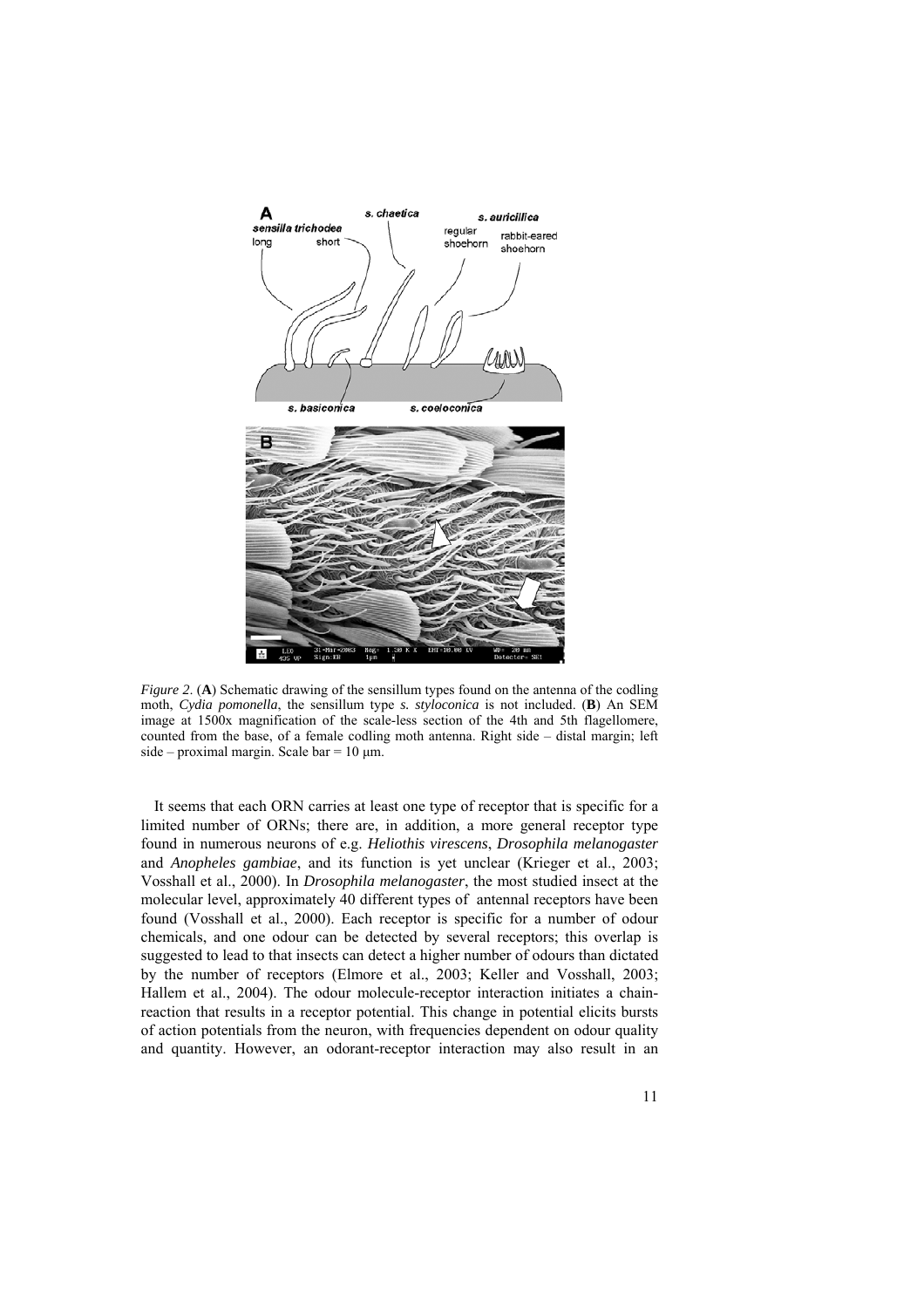*Figure 2*. (**A**) Schematic drawing of the sensillum types found on the antenna of the codling moth, *Cydia pomonella*, the sensillum type *s. styloconica* is not included. (**B**) An SEM image at 1500x magnification of the scale-less section of the 4th and 5th flagellomere, counted from the base, of a female codling moth antenna. Right side – distal margin; left side – proximal margin. Scale bar = 10 μm.

It seems that each ORN carries at least one type of receptor that is specific for a limited number of ORNs; there are, in addition, a more general receptor type found in numerous neurons of e.g. *Heliothis virescens*, *Drosophila melanogaster* and *Anopheles gambiae*, and its function is yet unclear (Krieger et al., 2003; Vosshall et al., 2000). In *Drosophila melanogaster*, the most studied insect at the molecular level, approximately 40 different types of antennal receptors have been found (Vosshall et al., 2000). Each receptor is specific for a number of odour chemicals, and one odour can be detected by several receptors; this overlap is suggested to lead to that insects can detect a higher number of odours than dictated by the number of receptors (Elmore et al., 2003; Keller and Vosshall, 2003; Hallem et al., 2004). The odour molecule-receptor interaction initiates a chain-reaction that results in a receptor potential. This change in potential elicits bursts of action potentials from the neuron, with frequencies dependent on odour quality and quantity. However, an odorant-receptor interaction may also result in an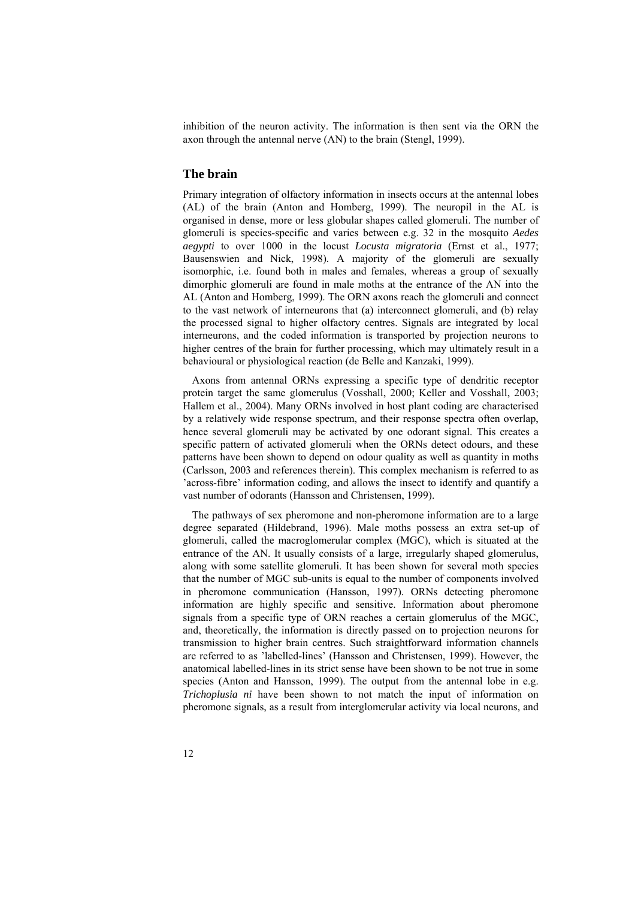inhibition of the neuron activity. The information is then sent via the ORN the axon through the antennal nerve (AN) to the brain (Stengl, 1999).

## The brain

Primary integration of olfactory information in insects occurs at the antennal lobes (AL) of the brain (Anton and Homberg, 1999). The neuropil in the AL is organised in dense, more or less globular shapes called glomeruli. The number of glomeruli is species-specific and varies between e.g. 32 in the mosquito *Aedes aegypti* to over 1000 in the locust *Locusta migratoria* (Ernst et al., 1977; Bausenswien and Nick, 1998). A majority of the glomeruli are sexually isomorphic, i.e. found both in males and females, whereas a group of sexually dimorphic glomeruli are found in male moths at the entrance of the AN into the AL (Anton and Homberg, 1999). The ORN axons reach the glomeruli and connect to the vast network of interneurons that (a) interconnect glomeruli, and (b) relay the processed signal to higher olfactory centres. Signals are integrated by local interneurons, and the coded information is transported by projection neurons to higher centres of the brain for further processing, which may ultimately result in a behavioural or physiological reaction (de Belle and Kanzaki, 1999).

Axons from antennal ORNs expressing a specific type of dendritic receptor protein target the same glomerulus (Vosshall, 2000; Keller and Vosshall, 2003; Hallem et al., 2004). Many ORNs involved in host plant coding are characterised by a relatively wide response spectrum, and their response spectra often overlap, hence several glomeruli may be activated by one odorant signal. This creates a specific pattern of activated glomeruli when the ORNs detect odours, and these patterns have been shown to depend on odour quality as well as quantity in moths (Carlsson, 2003 and references therein). This complex mechanism is referred to as 'across-fibre' information coding, and allows the insect to identify and quantify a vast number of odorants (Hansson and Christensen, 1999).

The pathways of sex pheromone and non-pheromone information are to a large degree separated (Hildebrand, 1996). Male moths possess an extra set-up of glomeruli, called the macroglomerular complex (MGC), which is situated at the entrance of the AN. It usually consists of a large, irregularly shaped glomerulus, along with some satellite glomeruli. It has been shown for several moth species that the number of MGC sub-units is equal to the number of components involved in pheromone communication (Hansson, 1997). ORNs detecting pheromone information are highly specific and sensitive. Information about pheromone signals from a specific type of ORN reaches a certain glomerulus of the MGC, and, theoretically, the information is directly passed on to projection neurons for transmission to higher brain centres. Such straightforward information channels are referred to as 'labelled-lines' (Hansson and Christensen, 1999). However, the anatomical labelled-lines in its strict sense have been shown to be not true in some species (Anton and Hansson, 1999). The output from the antennal lobe in e.g. *Trichoplusia ni* have been shown to not match the input of information on pheromone signals, as a result from interglomerular activity via local neurons, and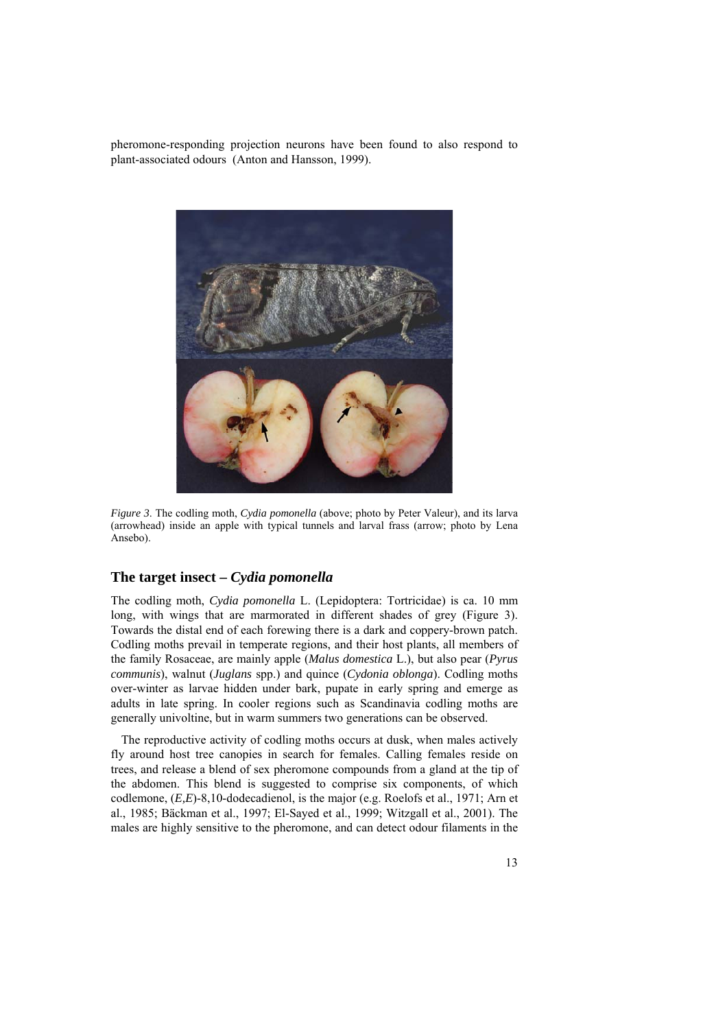pheromone-responding projection neurons have been found to also respond to plant-associated odours (Anton and Hansson, 1999).

*Figure 3*. The codling moth, *Cydia pomonella* (above; photo by Peter Valeur), and its larva (arrowhead) inside an apple with typical tunnels and larval frass (arrow; photo by Lena Ansebo).

## The target insect – *Cydia pomonella*

The codling moth, *Cydia pomonella* L. (Lepidoptera: Tortricidae) is ca. 10 mm long, with wings that are marmorated in different shades of grey (Figure 3). Towards the distal end of each forewing there is a dark and coppery-brown patch. Codling moths prevail in temperate regions, and their host plants, all members of the family Rosaceae, are mainly apple (*Malus domestica* L.), but also pear (*Pyrus communis*), walnut (*Juglans* spp.) and quince (*Cydonia oblonga*). Codling moths over-winter as larvae hidden under bark, pupate in early spring and emerge as adults in late spring. In cooler regions such as Scandinavia codling moths are generally univoltine, but in warm summers two generations can be observed.

The reproductive activity of codling moths occurs at dusk, when males actively fly around host tree canopies in search for females. Calling females reside on trees, and release a blend of sex pheromone compounds from a gland at the tip of the abdomen. This blend is suggested to comprise six components, of which codlemone, (*E,E*)-8,10-dodecadienol, is the major (e.g. Roelofs et al., 1971; Arn et al., 1985; Bäckman et al., 1997; El-Sayed et al., 1999; Witzgall et al., 2001). The males are highly sensitive to the pheromone, and can detect odour filaments in the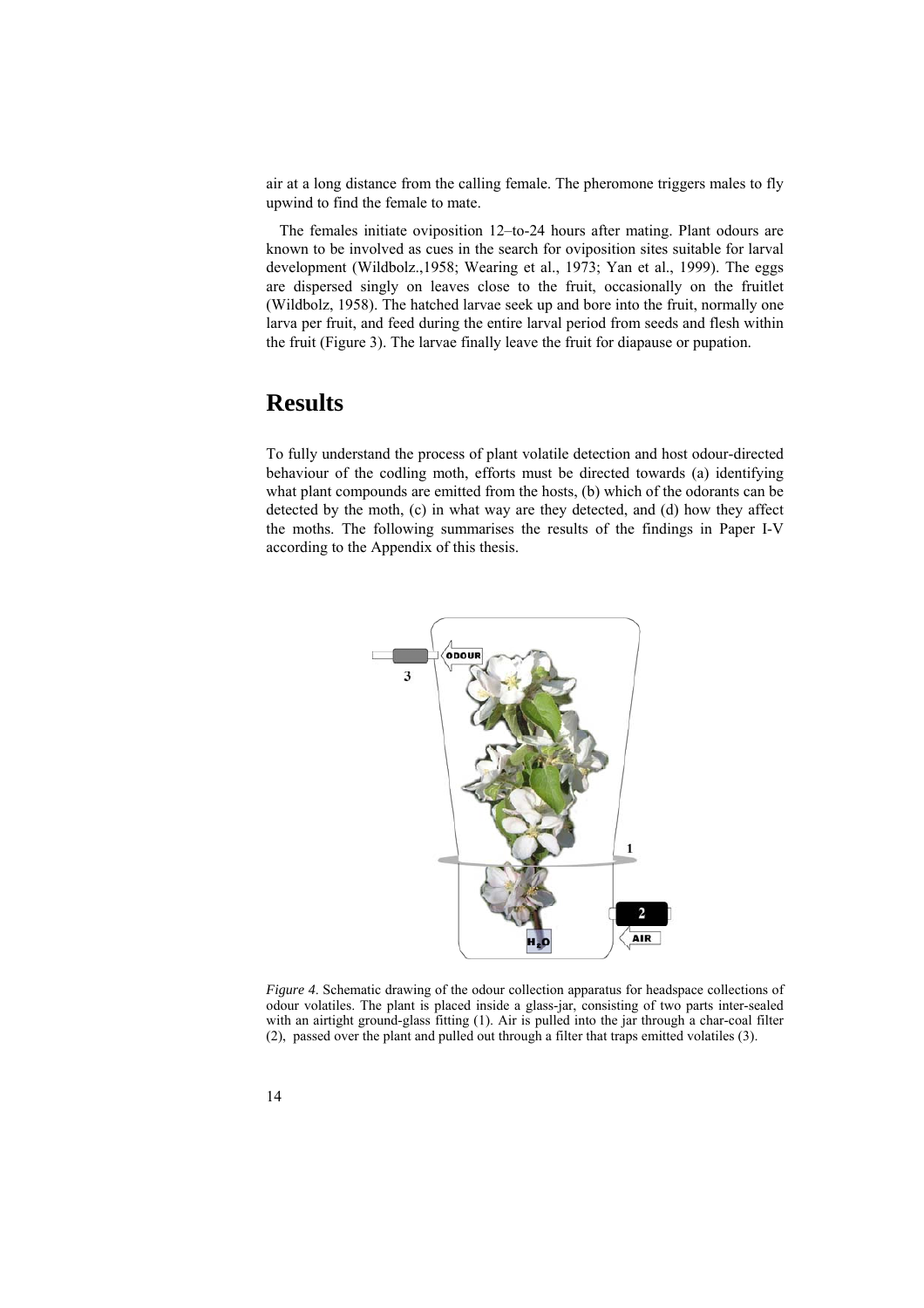air at a long distance from the calling female. The pheromone triggers males to fly upwind to find the female to mate.

The females initiate oviposition 12–to-24 hours after mating. Plant odours are known to be involved as cues in the search for oviposition sites suitable for larval development (Wildbolz.,1958; Wearing et al., 1973; Yan et al., 1999). The eggs are dispersed singly on leaves close to the fruit, occasionally on the fruitlet (Wildbolz, 1958). The hatched larvae seek up and bore into the fruit, normally one larva per fruit, and feed during the entire larval period from seeds and flesh within the fruit (Figure 3). The larvae finally leave the fruit for diapause or pupation.

# Results

To fully understand the process of plant volatile detection and host odour-directed behaviour of the codling moth, efforts must be directed towards (a) identifying what plant compounds are emitted from the hosts, (b) which of the odorants can be detected by the moth, (c) in what way are they detected, and (d) how they affect the moths. The following summarises the results of the findings in Paper I-V according to the Appendix of this thesis.

*Figure 4*. Schematic drawing of the odour collection apparatus for headspace collections of odour volatiles. The plant is placed inside a glass-jar, consisting of two parts inter-sealed with an airtight ground-glass fitting (1). Air is pulled into the jar through a char-coal filter (2), passed over the plant and pulled out through a filter that traps emitted volatiles (3).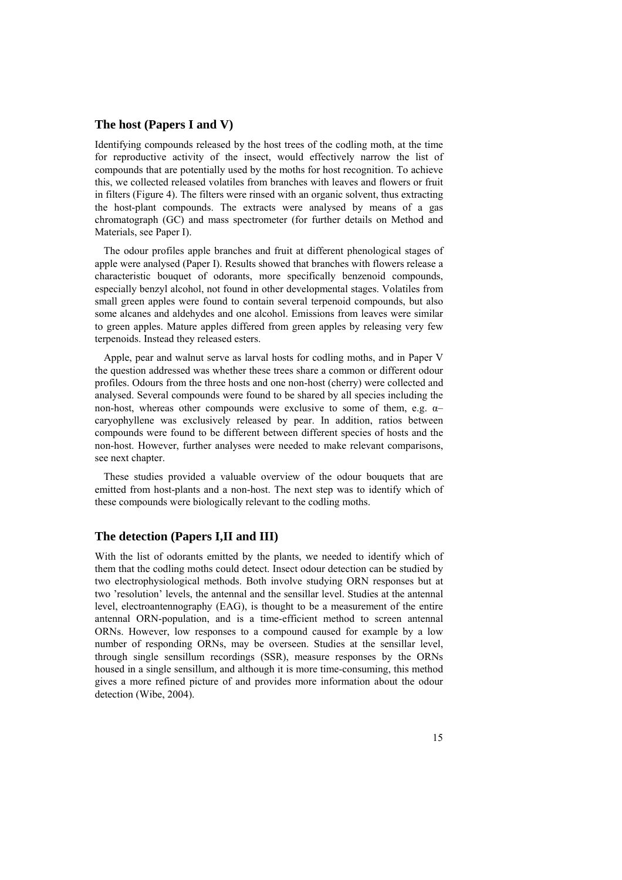## The host (Papers I and V)

Identifying compounds released by the host trees of the codling moth, at the time for reproductive activity of the insect, would effectively narrow the list of compounds that are potentially used by the moths for host recognition. To achieve this, we collected released volatiles from branches with leaves and flowers or fruit in filters (Figure 4). The filters were rinsed with an organic solvent, thus extracting the host-plant compounds. The extracts were analysed by means of a gas chromatograph (GC) and mass spectrometer (for further details on Method and Materials, see Paper I).

The odour profiles apple branches and fruit at different phenological stages of apple were analysed (Paper I). Results showed that branches with flowers release a characteristic bouquet of odorants, more specifically benzenoid compounds, especially benzyl alcohol, not found in other developmental stages. Volatiles from small green apples were found to contain several terpenoid compounds, but also some alcanes and aldehydes and one alcohol. Emissions from leaves were similar to green apples. Mature apples differed from green apples by releasing very few terpenoids. Instead they released esters.

Apple, pear and walnut serve as larval hosts for codling moths, and in Paper V the question addressed was whether these trees share a common or different odour profiles. Odours from the three hosts and one non-host (cherry) were collected and analysed. Several compounds were found to be shared by all species including the non-host, whereas other compounds were exclusive to some of them, e.g. α–caryophyllene was exclusively released by pear. In addition, ratios between compounds were found to be different between different species of hosts and the non-host. However, further analyses were needed to make relevant comparisons, see next chapter.

These studies provided a valuable overview of the odour bouquets that are emitted from host-plants and a non-host. The next step was to identify which of these compounds were biologically relevant to the codling moths.

## The detection (Papers I,II and III)

With the list of odorants emitted by the plants, we needed to identify which of them that the codling moths could detect. Insect odour detection can be studied by two electrophysiological methods. Both involve studying ORN responses but at two 'resolution' levels, the antennal and the sensillar level. Studies at the antennal level, electroantennography (EAG), is thought to be a measurement of the entire antennal ORN-population, and is a time-efficient method to screen antennal ORNs. However, low responses to a compound caused for example by a low number of responding ORNs, may be overseen. Studies at the sensillar level, through single sensillum recordings (SSR), measure responses by the ORNs housed in a single sensillum, and although it is more time-consuming, this method gives a more refined picture of and provides more information about the odour detection (Wibe, 2004).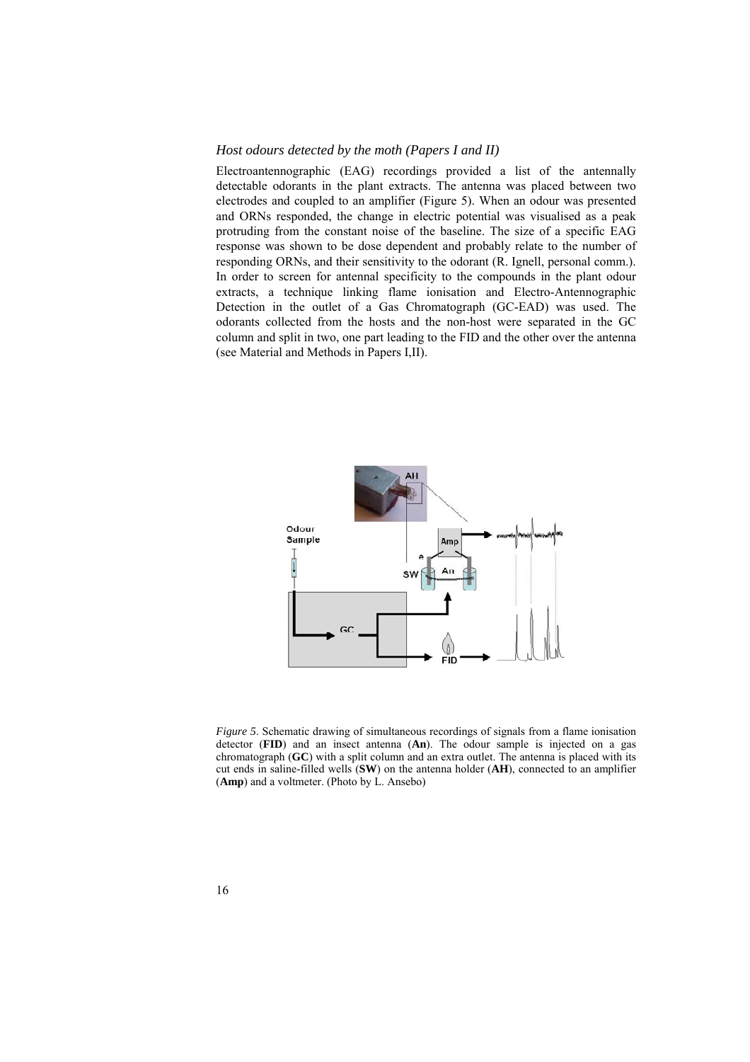### *Host odours detected by the moth (Papers I and II)*

Electroantennographic (EAG) recordings provided a list of the antennally detectable odorants in the plant extracts. The antenna was placed between two electrodes and coupled to an amplifier (Figure 5). When an odour was presented and ORNs responded, the change in electric potential was visualised as a peak protruding from the constant noise of the baseline. The size of a specific EAG response was shown to be dose dependent and probably relate to the number of responding ORNs, and their sensitivity to the odorant (R. Ignell, personal comm.). In order to screen for antennal specificity to the compounds in the plant odour extracts, a technique linking flame ionisation and Electro-Antennographic Detection in the outlet of a Gas Chromatograph (GC-EAD) was used. The odorants collected from the hosts and the non-host were separated in the GC column and split in two, one part leading to the FID and the other over the antenna (see Material and Methods in Papers I,II).

*Figure 5*. Schematic drawing of simultaneous recordings of signals from a flame ionisation detector (**FID**) and an insect antenna (**An**). The odour sample is injected on a gas chromatograph (**GC**) with a split column and an extra outlet. The antenna is placed with its cut ends in saline-filled wells (**SW**) on the antenna holder (**AH**), connected to an amplifier (**Amp**) and a voltmeter. (Photo by L. Ansebo)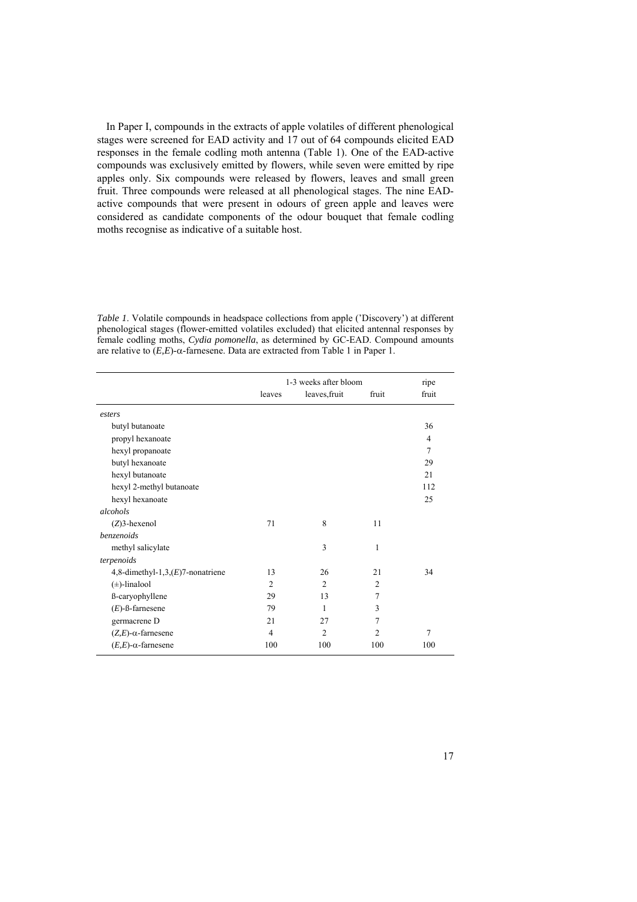In Paper I, compounds in the extracts of apple volatiles of different phenological stages were screened for EAD activity and 17 out of 64 compounds elicited EAD responses in the female codling moth antenna (Table 1). One of the EAD-active compounds was exclusively emitted by flowers, while seven were emitted by ripe apples only. Six compounds were released by flowers, leaves and small green fruit. Three compounds were released at all phenological stages. The nine EAD-active compounds that were present in odours of green apple and leaves were considered as candidate components of the odour bouquet that female codling moths recognise as indicative of a suitable host.

*Table 1*. Volatile compounds in headspace collections from apple ('Discovery') at different phenological stages (flower-emitted volatiles excluded) that elicited antennal responses by female codling moths, *Cydia pomonella*, as determined by GC-EAD. Compound amounts are relative to (*E,E*)-α-farnesene. Data are extracted from Table 1 in Paper 1.

| | 1-3 weeks after bloom | | | ripe |
|---|---|---|---|---|
| | leaves | leaves,fruit | fruit | fruit |
| *esters* | | | | |
| butyl butanoate | | | | 36 |
| propyl hexanoate | | | | 4 |
| hexyl propanoate | | | | 7 |
| butyl hexanoate | | | | 29 |
| hexyl butanoate | | | | 21 |
| hexyl 2-methyl butanoate | | | | 112 |
| hexyl hexanoate | | | | 25 |
| *alcohols* | | | | |
| (*Z*)3-hexenol | 71 | 8 | 11 | |
| *benzenoids* | | | | |
| methyl salicylate | | 3 | 1 | |
| *terpenoids* | | | | |
| 4,8-dimethyl-1,3,(*E*)7-nonatriene | 13 | 26 | 21 | 34 |
| (±)-linalool | 2 | 2 | 2 | |
| ß-caryophyllene | 29 | 13 | 7 | |
| (*E*)-ß-farnesene | 79 | 1 | 3 | |
| germacrene D | 21 | 27 | 7 | |
| (*Z,E*)-α-farnesene | 4 | 2 | 2 | 7 |
| (*E,E*)-α-farnesene | 100 | 100 | 100 | 100 |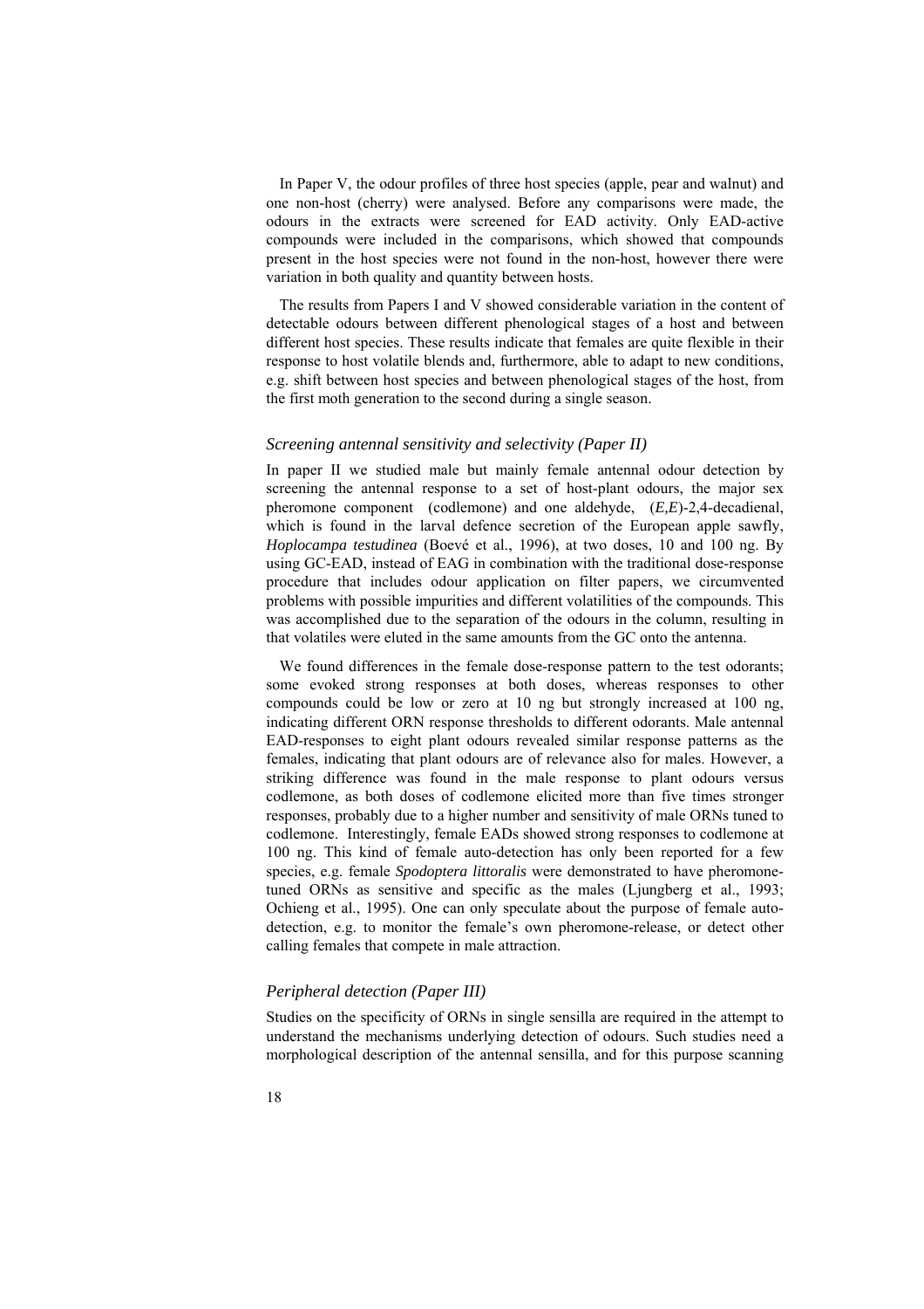In Paper V, the odour profiles of three host species (apple, pear and walnut) and one non-host (cherry) were analysed. Before any comparisons were made, the odours in the extracts were screened for EAD activity. Only EAD-active compounds were included in the comparisons, which showed that compounds present in the host species were not found in the non-host, however there were variation in both quality and quantity between hosts.

The results from Papers I and V showed considerable variation in the content of detectable odours between different phenological stages of a host and between different host species. These results indicate that females are quite flexible in their response to host volatile blends and, furthermore, able to adapt to new conditions, e.g. shift between host species and between phenological stages of the host, from the first moth generation to the second during a single season.

### *Screening antennal sensitivity and selectivity (Paper II)*

In paper II we studied male but mainly female antennal odour detection by screening the antennal response to a set of host-plant odours, the major sex pheromone component (codlemone) and one aldehyde, (*E,E*)-2,4-decadienal, which is found in the larval defence secretion of the European apple sawfly, *Hoplocampa testudinea* (Boevé et al., 1996), at two doses, 10 and 100 ng. By using GC-EAD, instead of EAG in combination with the traditional dose-response procedure that includes odour application on filter papers, we circumvented problems with possible impurities and different volatilities of the compounds. This was accomplished due to the separation of the odours in the column, resulting in that volatiles were eluted in the same amounts from the GC onto the antenna.

We found differences in the female dose-response pattern to the test odorants; some evoked strong responses at both doses, whereas responses to other compounds could be low or zero at 10 ng but strongly increased at 100 ng, indicating different ORN response thresholds to different odorants. Male antennal EAD-responses to eight plant odours revealed similar response patterns as the females, indicating that plant odours are of relevance also for males. However, a striking difference was found in the male response to plant odours versus codlemone, as both doses of codlemone elicited more than five times stronger responses, probably due to a higher number and sensitivity of male ORNs tuned to codlemone. Interestingly, female EADs showed strong responses to codlemone at 100 ng. This kind of female auto-detection has only been reported for a few species, e.g. female *Spodoptera littoralis* were demonstrated to have pheromone-tuned ORNs as sensitive and specific as the males (Ljungberg et al., 1993; Ochieng et al., 1995). One can only speculate about the purpose of female auto-detection, e.g. to monitor the female's own pheromone-release, or detect other calling females that compete in male attraction.

### *Peripheral detection (Paper III)*

Studies on the specificity of ORNs in single sensilla are required in the attempt to understand the mechanisms underlying detection of odours. Such studies need a morphological description of the antennal sensilla, and for this purpose scanning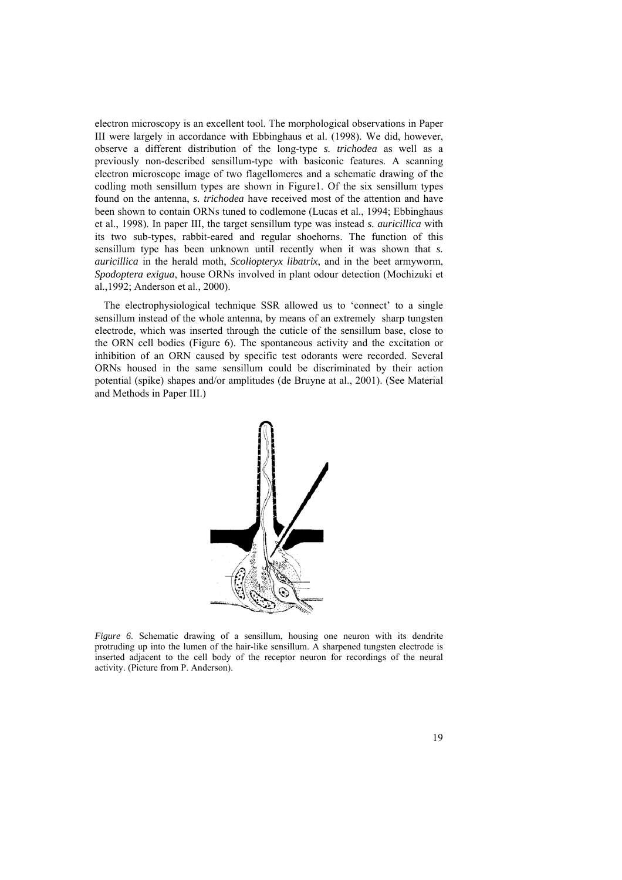electron microscopy is an excellent tool. The morphological observations in Paper III were largely in accordance with Ebbinghaus et al. (1998). We did, however, observe a different distribution of the long-type *s. trichodea* as well as a previously non-described sensillum-type with basiconic features. A scanning electron microscope image of two flagellomeres and a schematic drawing of the codling moth sensillum types are shown in Figure1. Of the six sensillum types found on the antenna, *s. trichodea* have received most of the attention and have been shown to contain ORNs tuned to codlemone (Lucas et al., 1994; Ebbinghaus et al., 1998). In paper III, the target sensillum type was instead *s. auricillica* with its two sub-types, rabbit-eared and regular shoehorns. The function of this sensillum type has been unknown until recently when it was shown that *s. auricillica* in the herald moth, *Scoliopteryx libatrix*, and in the beet armyworm, *Spodoptera exigua*, house ORNs involved in plant odour detection (Mochizuki et al.,1992; Anderson et al., 2000).

The electrophysiological technique SSR allowed us to 'connect' to a single sensillum instead of the whole antenna, by means of an extremely sharp tungsten electrode, which was inserted through the cuticle of the sensillum base, close to the ORN cell bodies (Figure 6). The spontaneous activity and the excitation or inhibition of an ORN caused by specific test odorants were recorded. Several ORNs housed in the same sensillum could be discriminated by their action potential (spike) shapes and/or amplitudes (de Bruyne at al., 2001). (See Material and Methods in Paper III.)

*Figure 6.* Schematic drawing of a sensillum, housing one neuron with its dendrite protruding up into the lumen of the hair-like sensillum. A sharpened tungsten electrode is inserted adjacent to the cell body of the receptor neuron for recordings of the neural activity. (Picture from P. Anderson).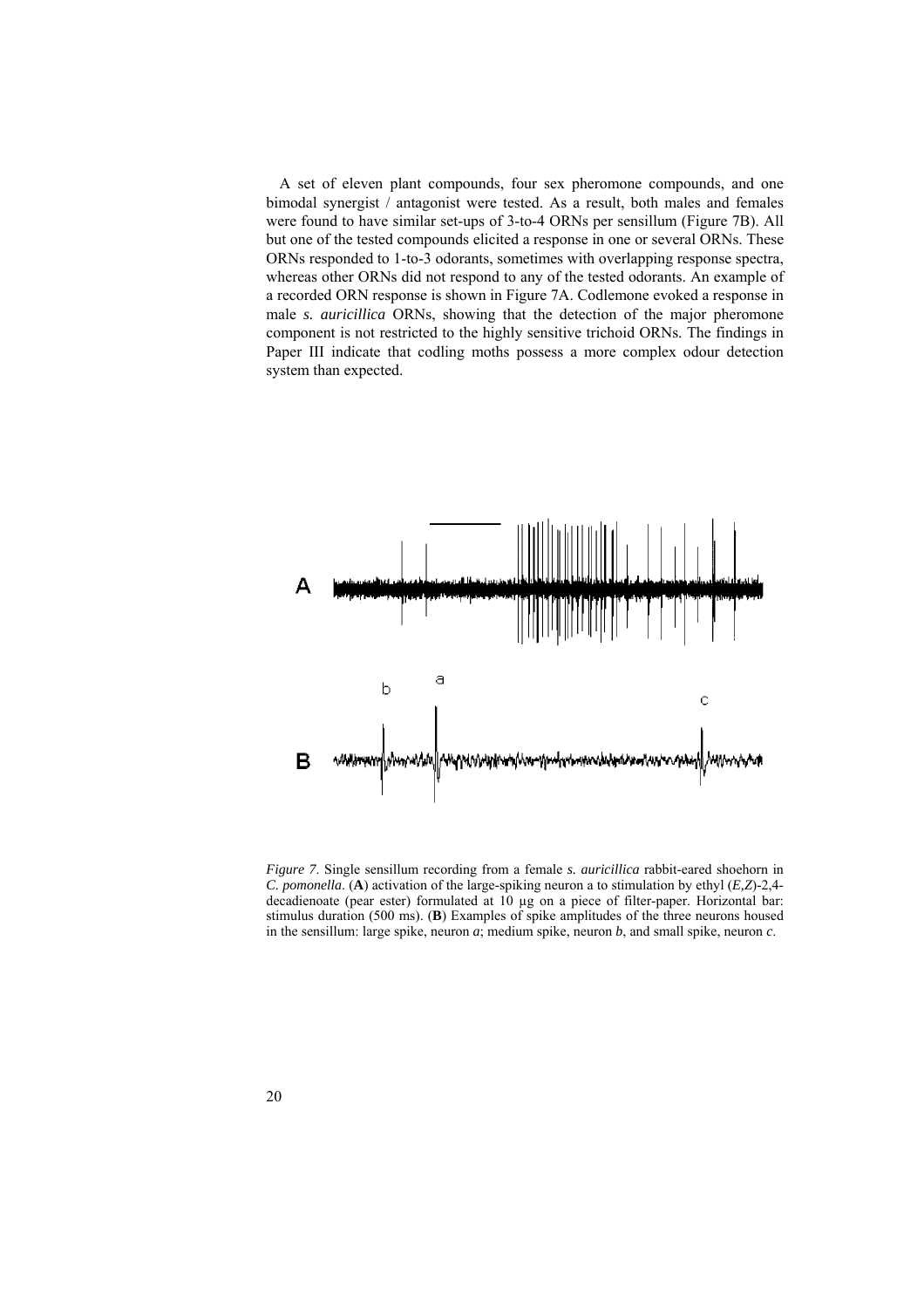A set of eleven plant compounds, four sex pheromone compounds, and one bimodal synergist / antagonist were tested. As a result, both males and females were found to have similar set-ups of 3-to-4 ORNs per sensillum (Figure 7B). All but one of the tested compounds elicited a response in one or several ORNs. These ORNs responded to 1-to-3 odorants, sometimes with overlapping response spectra, whereas other ORNs did not respond to any of the tested odorants. An example of a recorded ORN response is shown in Figure 7A. Codlemone evoked a response in male *s. auricillica* ORNs, showing that the detection of the major pheromone component is not restricted to the highly sensitive trichoid ORNs. The findings in Paper III indicate that codling moths possess a more complex odour detection system than expected.

*Figure 7*. Single sensillum recording from a female *s. auricillica* rabbit-eared shoehorn in *C. pomonella*. (**A**) activation of the large-spiking neuron a to stimulation by ethyl (*E,Z*)-2,4-decadienoate (pear ester) formulated at 10 µg on a piece of filter-paper. Horizontal bar: stimulus duration (500 ms). (**B**) Examples of spike amplitudes of the three neurons housed in the sensillum: large spike, neuron *a*; medium spike, neuron *b*, and small spike, neuron *c*.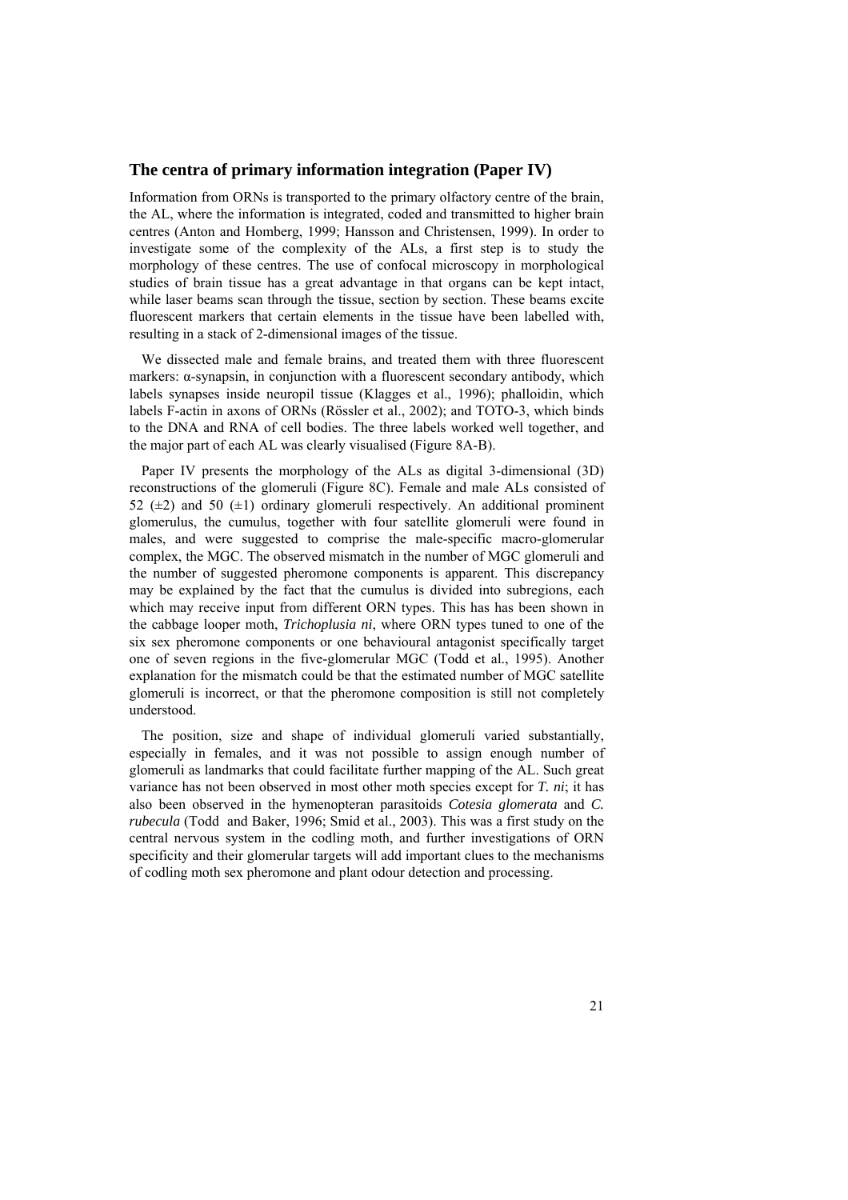## The centra of primary information integration (Paper IV)

Information from ORNs is transported to the primary olfactory centre of the brain, the AL, where the information is integrated, coded and transmitted to higher brain centres (Anton and Homberg, 1999; Hansson and Christensen, 1999). In order to investigate some of the complexity of the ALs, a first step is to study the morphology of these centres. The use of confocal microscopy in morphological studies of brain tissue has a great advantage in that organs can be kept intact, while laser beams scan through the tissue, section by section. These beams excite fluorescent markers that certain elements in the tissue have been labelled with, resulting in a stack of 2-dimensional images of the tissue.

We dissected male and female brains, and treated them with three fluorescent markers: α-synapsin, in conjunction with a fluorescent secondary antibody, which labels synapses inside neuropil tissue (Klagges et al., 1996); phalloidin, which labels F-actin in axons of ORNs (Rössler et al., 2002); and TOTO-3, which binds to the DNA and RNA of cell bodies. The three labels worked well together, and the major part of each AL was clearly visualised (Figure 8A-B).

Paper IV presents the morphology of the ALs as digital 3-dimensional (3D) reconstructions of the glomeruli (Figure 8C). Female and male ALs consisted of 52 (±2) and 50 (±1) ordinary glomeruli respectively. An additional prominent glomerulus, the cumulus, together with four satellite glomeruli were found in males, and were suggested to comprise the male-specific macro-glomerular complex, the MGC. The observed mismatch in the number of MGC glomeruli and the number of suggested pheromone components is apparent. This discrepancy may be explained by the fact that the cumulus is divided into subregions, each which may receive input from different ORN types. This has has been shown in the cabbage looper moth, *Trichoplusia ni*, where ORN types tuned to one of the six sex pheromone components or one behavioural antagonist specifically target one of seven regions in the five-glomerular MGC (Todd et al., 1995). Another explanation for the mismatch could be that the estimated number of MGC satellite glomeruli is incorrect, or that the pheromone composition is still not completely understood.

The position, size and shape of individual glomeruli varied substantially, especially in females, and it was not possible to assign enough number of glomeruli as landmarks that could facilitate further mapping of the AL. Such great variance has not been observed in most other moth species except for *T. ni*; it has also been observed in the hymenopteran parasitoids *Cotesia glomerata* and *C. rubecula* (Todd and Baker, 1996; Smid et al., 2003). This was a first study on the central nervous system in the codling moth, and further investigations of ORN specificity and their glomerular targets will add important clues to the mechanisms of codling moth sex pheromone and plant odour detection and processing.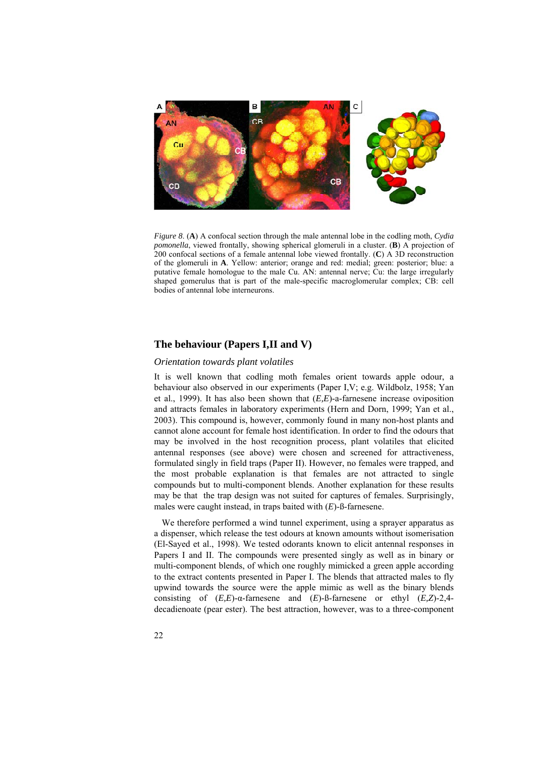*Figure 8*. (**A**) A confocal section through the male antennal lobe in the codling moth, *Cydia pomonella*, viewed frontally, showing spherical glomeruli in a cluster. (**B**) A projection of 200 confocal sections of a female antennal lobe viewed frontally. (**C**) A 3D reconstruction of the glomeruli in **A**. Yellow: anterior; orange and red: medial; green: posterior; blue: a putative female homologue to the male Cu. AN: antennal nerve; Cu: the large irregularly shaped gomerulus that is part of the male-specific macroglomerular complex; CB: cell bodies of antennal lobe interneurons.

## The behaviour (Papers I,II and V)

### *Orientation towards plant volatiles*

It is well known that codling moth females orient towards apple odour, a behaviour also observed in our experiments (Paper I,V; e.g. Wildbolz, 1958; Yan et al., 1999). It has also been shown that (*E,E*)-a-farnesene increase oviposition and attracts females in laboratory experiments (Hern and Dorn, 1999; Yan et al., 2003). This compound is, however, commonly found in many non-host plants and cannot alone account for female host identification. In order to find the odours that may be involved in the host recognition process, plant volatiles that elicited antennal responses (see above) were chosen and screened for attractiveness, formulated singly in field traps (Paper II). However, no females were trapped, and the most probable explanation is that females are not attracted to single compounds but to multi-component blends. Another explanation for these results may be that the trap design was not suited for captures of females. Surprisingly, males were caught instead, in traps baited with (*E*)-ß-farnesene.

We therefore performed a wind tunnel experiment, using a sprayer apparatus as a dispenser, which release the test odours at known amounts without isomerisation (El-Sayed et al., 1998). We tested odorants known to elicit antennal responses in Papers I and II. The compounds were presented singly as well as in binary or multi-component blends, of which one roughly mimicked a green apple according to the extract contents presented in Paper I. The blends that attracted males to fly upwind towards the source were the apple mimic as well as the binary blends consisting of (*E,E*)-α-farnesene and (*E*)-ß-farnesene or ethyl (*E,Z*)-2,4-decadienoate (pear ester). The best attraction, however, was to a three-component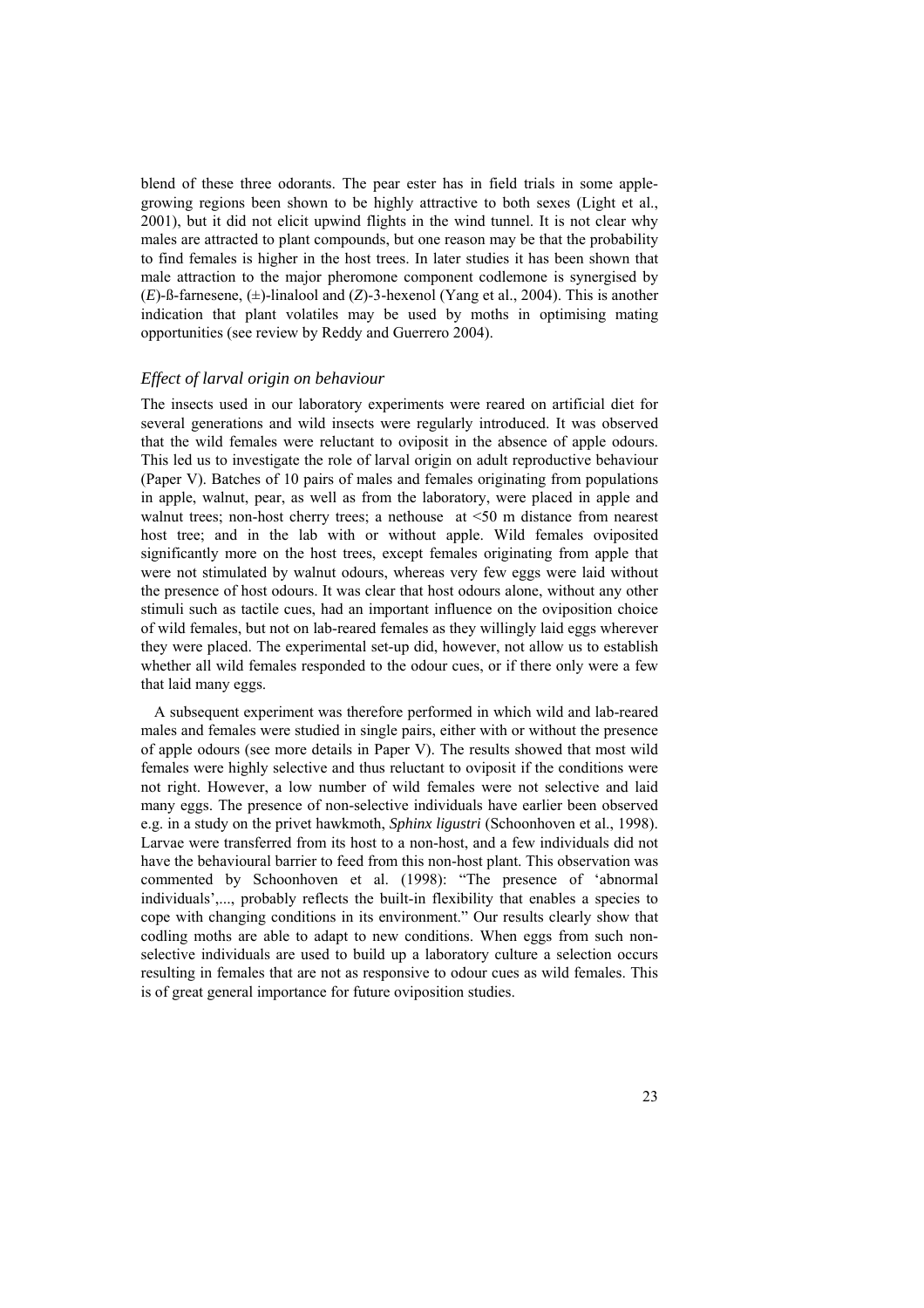blend of these three odorants. The pear ester has in field trials in some apple-growing regions been shown to be highly attractive to both sexes (Light et al., 2001), but it did not elicit upwind flights in the wind tunnel. It is not clear why males are attracted to plant compounds, but one reason may be that the probability to find females is higher in the host trees. In later studies it has been shown that male attraction to the major pheromone component codlemone is synergised by (*E*)-ß-farnesene, (±)-linalool and (*Z*)-3-hexenol (Yang et al., 2004). This is another indication that plant volatiles may be used by moths in optimising mating opportunities (see review by Reddy and Guerrero 2004).

### *Effect of larval origin on behaviour*

The insects used in our laboratory experiments were reared on artificial diet for several generations and wild insects were regularly introduced. It was observed that the wild females were reluctant to oviposit in the absence of apple odours. This led us to investigate the role of larval origin on adult reproductive behaviour (Paper V). Batches of 10 pairs of males and females originating from populations in apple, walnut, pear, as well as from the laboratory, were placed in apple and walnut trees; non-host cherry trees; a nethouse at <50 m distance from nearest host tree; and in the lab with or without apple. Wild females oviposited significantly more on the host trees, except females originating from apple that were not stimulated by walnut odours, whereas very few eggs were laid without the presence of host odours. It was clear that host odours alone, without any other stimuli such as tactile cues, had an important influence on the oviposition choice of wild females, but not on lab-reared females as they willingly laid eggs wherever they were placed. The experimental set-up did, however, not allow us to establish whether all wild females responded to the odour cues, or if there only were a few that laid many eggs.

A subsequent experiment was therefore performed in which wild and lab-reared males and females were studied in single pairs, either with or without the presence of apple odours (see more details in Paper V). The results showed that most wild females were highly selective and thus reluctant to oviposit if the conditions were not right. However, a low number of wild females were not selective and laid many eggs. The presence of non-selective individuals have earlier been observed e.g. in a study on the privet hawkmoth, *Sphinx ligustri* (Schoonhoven et al., 1998). Larvae were transferred from its host to a non-host, and a few individuals did not have the behavioural barrier to feed from this non-host plant. This observation was commented by Schoonhoven et al. (1998): "The presence of 'abnormal individuals',..., probably reflects the built-in flexibility that enables a species to cope with changing conditions in its environment." Our results clearly show that codling moths are able to adapt to new conditions. When eggs from such non-selective individuals are used to build up a laboratory culture a selection occurs resulting in females that are not as responsive to odour cues as wild females. This is of great general importance for future oviposition studies.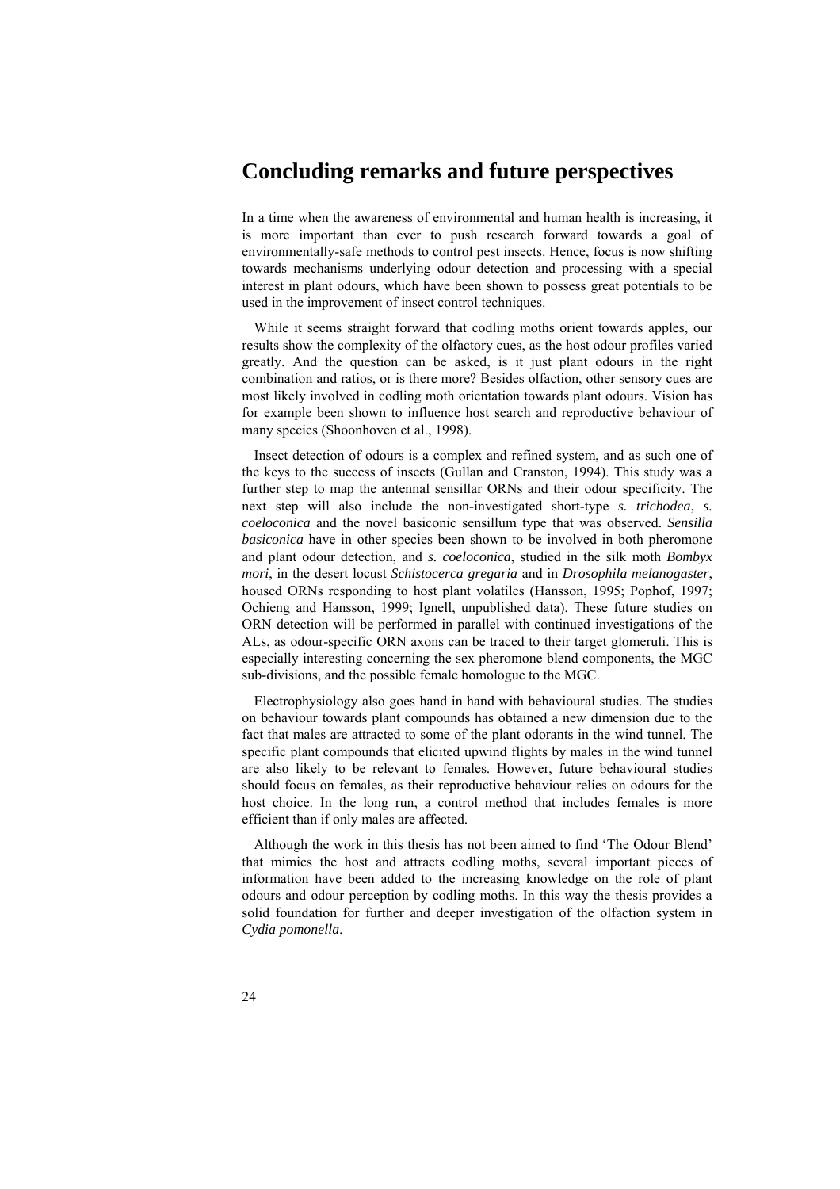# Concluding remarks and future perspectives

In a time when the awareness of environmental and human health is increasing, it is more important than ever to push research forward towards a goal of environmentally-safe methods to control pest insects. Hence, focus is now shifting towards mechanisms underlying odour detection and processing with a special interest in plant odours, which have been shown to possess great potentials to be used in the improvement of insect control techniques.

While it seems straight forward that codling moths orient towards apples, our results show the complexity of the olfactory cues, as the host odour profiles varied greatly. And the question can be asked, is it just plant odours in the right combination and ratios, or is there more? Besides olfaction, other sensory cues are most likely involved in codling moth orientation towards plant odours. Vision has for example been shown to influence host search and reproductive behaviour of many species (Shoonhoven et al., 1998).

Insect detection of odours is a complex and refined system, and as such one of the keys to the success of insects (Gullan and Cranston, 1994). This study was a further step to map the antennal sensillar ORNs and their odour specificity. The next step will also include the non-investigated short-type *s. trichodea*, *s. coeloconica* and the novel basiconic sensillum type that was observed. *Sensilla basiconica* have in other species been shown to be involved in both pheromone and plant odour detection, and *s. coeloconica*, studied in the silk moth *Bombyx mori*, in the desert locust *Schistocerca gregaria* and in *Drosophila melanogaster*, housed ORNs responding to host plant volatiles (Hansson, 1995; Pophof, 1997; Ochieng and Hansson, 1999; Ignell, unpublished data). These future studies on ORN detection will be performed in parallel with continued investigations of the ALs, as odour-specific ORN axons can be traced to their target glomeruli. This is especially interesting concerning the sex pheromone blend components, the MGC sub-divisions, and the possible female homologue to the MGC.

Electrophysiology also goes hand in hand with behavioural studies. The studies on behaviour towards plant compounds has obtained a new dimension due to the fact that males are attracted to some of the plant odorants in the wind tunnel. The specific plant compounds that elicited upwind flights by males in the wind tunnel are also likely to be relevant to females. However, future behavioural studies should focus on females, as their reproductive behaviour relies on odours for the host choice. In the long run, a control method that includes females is more efficient than if only males are affected.

Although the work in this thesis has not been aimed to find 'The Odour Blend' that mimics the host and attracts codling moths, several important pieces of information have been added to the increasing knowledge on the role of plant odours and odour perception by codling moths. In this way the thesis provides a solid foundation for further and deeper investigation of the olfaction system in *Cydia pomonella*.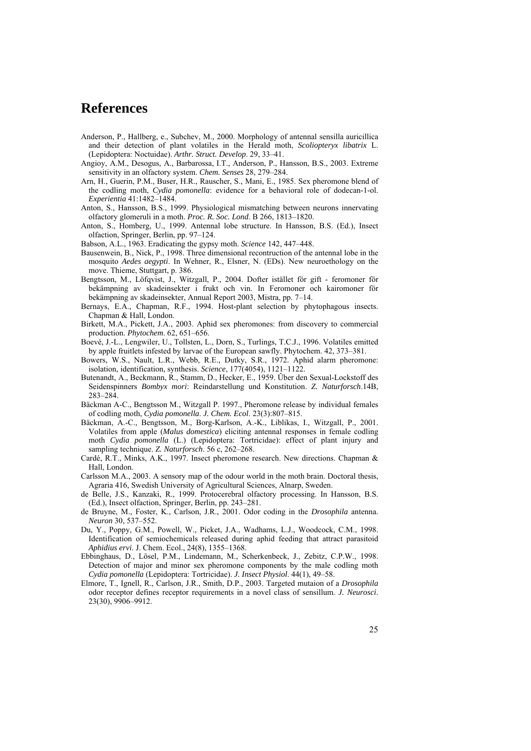# References

Anderson, P., Hallberg, e., Subchev, M., 2000. Morphology of antennal sensilla auricillica and their detection of plant volatiles in the Herald moth, *Scoliopteryx libatrix* L. (Lepidoptera: Noctuidae). *Arthr. Struct. Develop*. 29, 33–41.

Angioy, A.M., Desogus, A., Barbarossa, I.T., Anderson, P., Hansson, B.S., 2003. Extreme sensitivity in an olfactory system. *Chem. Senses* 28, 279–284.

Arn, H., Guerin, P.M., Buser, H.R., Rauscher, S., Mani, E., 1985. Sex pheromone blend of the codling moth, *Cydia pomonella*: evidence for a behavioral role of dodecan-1-ol. *Experientia* 41:1482–1484.

Anton, S., Hansson, B.S., 1999. Physiological mismatching between neurons innervating olfactory glomeruli in a moth. *Proc. R. Soc. Lond*. B 266, 1813–1820.

Anton, S., Homberg, U., 1999. Antennal lobe structure. In Hansson, B.S. (Ed.), Insect olfaction, Springer, Berlin, pp. 97–124.

Babson, A.L., 1963. Eradicating the gypsy moth. *Science* 142, 447–448.

Bausenwein, B., Nick, P., 1998. Three dimensional recontruction of the antennal lobe in the mosquito *Aedes aegypti*. In Wehner, R., Elsner, N. (EDs). New neuroethology on the move. Thieme, Stuttgart, p. 386.

Bengtsson, M., Löfqvist, J., Witzgall, P., 2004. Dofter istället för gift - feromoner för bekämpning av skadeinsekter i frukt och vin. In Feromoner och kairomoner för bekämpning av skadeinsekter, Annual Report 2003, Mistra, pp. 7–14.

Bernays, E.A., Chapman, R.F., 1994. Host-plant selection by phytophagous insects. Chapman & Hall, London.

Birkett, M.A., Pickett, J.A., 2003. Aphid sex pheromones: from discovery to commercial production. *Phytochem*. 62, 651–656.

Boevé, J.-L., Lengwiler, U., Tollsten, L., Dorn, S., Turlings, T.C.J., 1996. Volatiles emitted by apple fruitlets infested by larvae of the European sawfly. Phytochem. 42, 373–381.

Bowers, W.S., Nault, L.R., Webb, R.E., Dutky, S.R., 1972. Aphid alarm pheromone: isolation, identification, synthesis. *Science*, 177(4054), 1121–1122.

Butenandt, A., Beckmann, R., Stamm, D., Hecker, E., 1959. Über den Sexual-Lockstoff des Seidenspinners *Bombyx mori*: Reindarstellung und Konstitution. *Z. Naturforsch*.14B, 283–284.

Bäckman A-C., Bengtsson M., Witzgall P. 1997., Pheromone release by individual females of codling moth, *Cydia pomonella*. *J. Chem. Ecol*. 23(3):807–815.

Bäckman, A.-C., Bengtsson, M., Borg-Karlson, A.-K., Liblikas, I., Witzgall, P., 2001. Volatiles from apple (*Malus domestica*) eliciting antennal responses in female codling moth *Cydia pomonella* (L.) (Lepidoptera: Tortricidae): effect of plant injury and sampling technique. *Z. Naturforsch*. 56 c, 262–268.

Cardé, R.T., Minks, A.K., 1997. Insect pheromone research. New directions. Chapman & Hall, London.

Carlsson M.A., 2003. A sensory map of the odour world in the moth brain. Doctoral thesis, Agraria 416, Swedish University of Agricultural Sciences, Alnarp, Sweden.

de Belle, J.S., Kanzaki, R., 1999. Protocerebral olfactory processing. In Hansson, B.S. (Ed.), Insect olfaction, Springer, Berlin, pp. 243–281.

de Bruyne, M., Foster, K., Carlson, J.R., 2001. Odor coding in the *Drosophila* antenna. *Neuron* 30, 537–552.

Du, Y., Poppy, G.M., Powell, W., Picket, J.A., Wadhams, L.J., Woodcock, C.M., 1998. Identification of semiochemicals released during aphid feeding that attract parasitoid *Aphidius ervi*. J. Chem. Ecol., 24(8), 1355–1368.

Ebbinghaus, D., Lösel, P.M., Lindemann, M., Scherkenbeck, J., Zebitz, C.P.W., 1998. Detection of major and minor sex pheromone components by the male codling moth *Cydia pomonella* (Lepidoptera: Tortricidae). *J. Insect Physiol*. 44(1), 49–58.

Elmore, T., Ignell, R., Carlson, J.R., Smith, D.P., 2003. Targeted mutaion of a *Drosophila* odor receptor defines receptor requirements in a novel class of sensillum. *J. Neurosci*. 23(30), 9906–9912.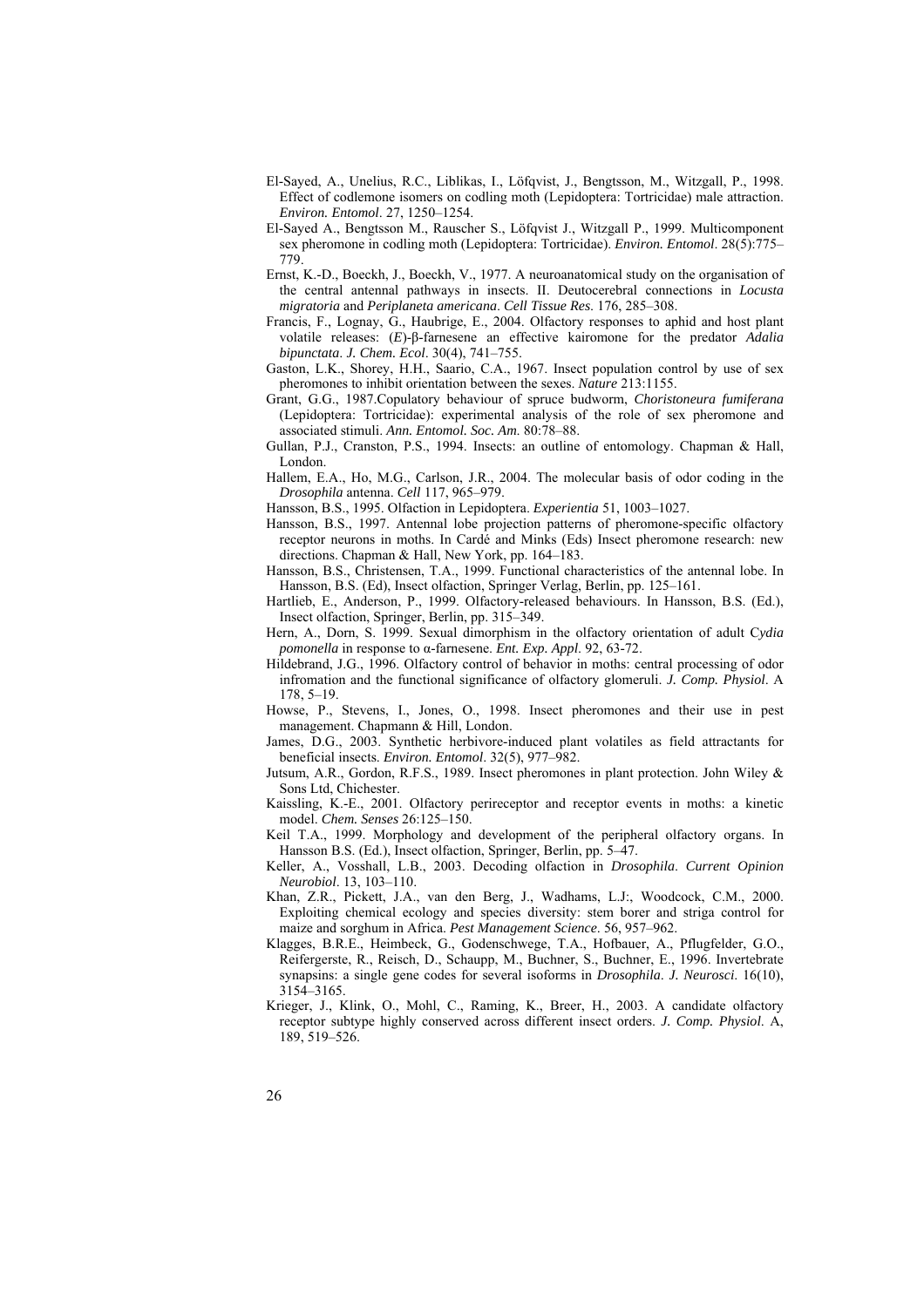El-Sayed, A., Unelius, R.C., Liblikas, I., Löfqvist, J., Bengtsson, M., Witzgall, P., 1998. Effect of codlemone isomers on codling moth (Lepidoptera: Tortricidae) male attraction. *Environ. Entomol*. 27, 1250–1254.

El-Sayed A., Bengtsson M., Rauscher S., Löfqvist J., Witzgall P., 1999. Multicomponent sex pheromone in codling moth (Lepidoptera: Tortricidae). *Environ. Entomol*. 28(5):775–779.

Ernst, K.-D., Boeckh, J., Boeckh, V., 1977. A neuroanatomical study on the organisation of the central antennal pathways in insects. II. Deutocerebral connections in *Locusta migratoria* and *Periplaneta americana*. *Cell Tissue Res*. 176, 285–308.

Francis, F., Lognay, G., Haubrige, E., 2004. Olfactory responses to aphid and host plant volatile releases: (*E*)-β-farnesene an effective kairomone for the predator *Adalia bipunctata*. *J. Chem. Ecol*. 30(4), 741–755.

Gaston, L.K., Shorey, H.H., Saario, C.A., 1967. Insect population control by use of sex pheromones to inhibit orientation between the sexes. *Nature* 213:1155.

Grant, G.G., 1987.Copulatory behaviour of spruce budworm, *Choristoneura fumiferana* (Lepidoptera: Tortricidae): experimental analysis of the role of sex pheromone and associated stimuli. *Ann. Entomol. Soc. Am.* 80:78–88.

Gullan, P.J., Cranston, P.S., 1994. Insects: an outline of entomology. Chapman & Hall, London.

Hallem, E.A., Ho, M.G., Carlson, J.R., 2004. The molecular basis of odor coding in the *Drosophila* antenna. *Cell* 117, 965–979.

Hansson, B.S., 1995. Olfaction in Lepidoptera. *Experientia* 51, 1003–1027.

Hansson, B.S., 1997. Antennal lobe projection patterns of pheromone-specific olfactory receptor neurons in moths. In Cardé and Minks (Eds) Insect pheromone research: new directions. Chapman & Hall, New York, pp. 164–183.

Hansson, B.S., Christensen, T.A., 1999. Functional characteristics of the antennal lobe. In Hansson, B.S. (Ed), Insect olfaction, Springer Verlag, Berlin, pp. 125–161.

Hartlieb, E., Anderson, P., 1999. Olfactory-released behaviours. In Hansson, B.S. (Ed.), Insect olfaction, Springer, Berlin, pp. 315–349.

Hern, A., Dorn, S. 1999. Sexual dimorphism in the olfactory orientation of adult C*ydia pomonella* in response to α-farnesene. *Ent. Exp. Appl*. 92, 63-72.

Hildebrand, J.G., 1996. Olfactory control of behavior in moths: central processing of odor infromation and the functional significance of olfactory glomeruli. *J. Comp. Physiol*. A 178, 5–19.

Howse, P., Stevens, I., Jones, O., 1998. Insect pheromones and their use in pest management. Chapmann & Hill, London.

James, D.G., 2003. Synthetic herbivore-induced plant volatiles as field attractants for beneficial insects. *Environ. Entomol*. 32(5), 977–982.

Jutsum, A.R., Gordon, R.F.S., 1989. Insect pheromones in plant protection. John Wiley & Sons Ltd, Chichester.

Kaissling, K.-E., 2001. Olfactory perireceptor and receptor events in moths: a kinetic model. *Chem. Senses* 26:125–150.

Keil T.A., 1999. Morphology and development of the peripheral olfactory organs. In Hansson B.S. (Ed.), Insect olfaction, Springer, Berlin, pp. 5–47.

Keller, A., Vosshall, L.B., 2003. Decoding olfaction in *Drosophila*. *Current Opinion Neurobiol*. 13, 103–110.

Khan, Z.R., Pickett, J.A., van den Berg, J., Wadhams, L.J:, Woodcock, C.M., 2000. Exploiting chemical ecology and species diversity: stem borer and striga control for maize and sorghum in Africa. *Pest Management Science*. 56, 957–962.

Klagges, B.R.E., Heimbeck, G., Godenschwege, T.A., Hofbauer, A., Pflugfelder, G.O., Reifergerste, R., Reisch, D., Schaupp, M., Buchner, S., Buchner, E., 1996. Invertebrate synapsins: a single gene codes for several isoforms in *Drosophila*. *J. Neurosci.* 16(10), 3154–3165.

Krieger, J., Klink, O., Mohl, C., Raming, K., Breer, H., 2003. A candidate olfactory receptor subtype highly conserved across different insect orders. *J. Comp. Physiol*. A, 189, 519–526.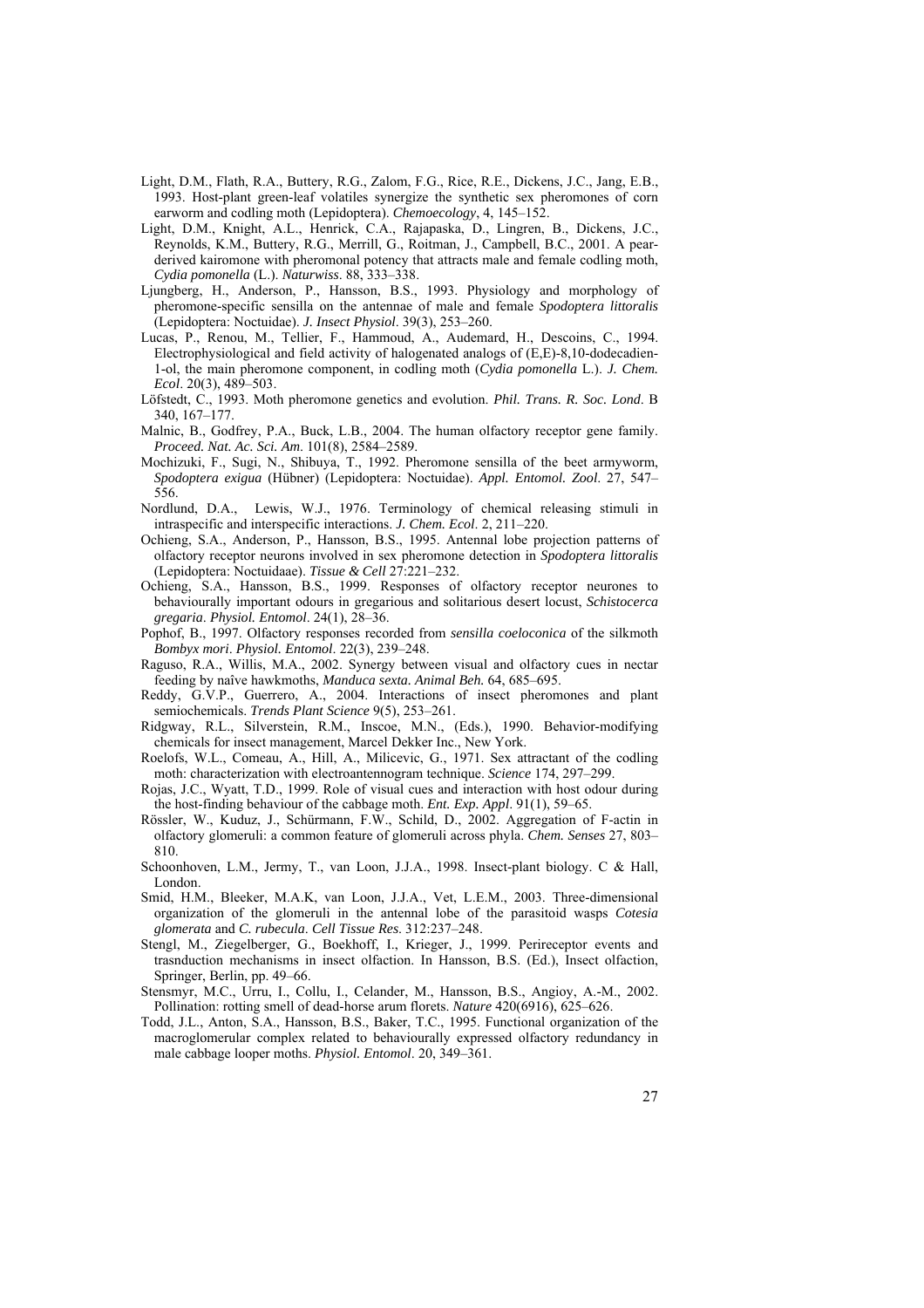Light, D.M., Flath, R.A., Buttery, R.G., Zalom, F.G., Rice, R.E., Dickens, J.C., Jang, E.B., 1993. Host-plant green-leaf volatiles synergize the synthetic sex pheromones of corn earworm and codling moth (Lepidoptera). *Chemoecology*, 4, 145–152.

Light, D.M., Knight, A.L., Henrick, C.A., Rajapaska, D., Lingren, B., Dickens, J.C., Reynolds, K.M., Buttery, R.G., Merrill, G., Roitman, J., Campbell, B.C., 2001. A pear-derived kairomone with pheromonal potency that attracts male and female codling moth, *Cydia pomonella* (L.). *Naturwiss*. 88, 333–338.

Ljungberg, H., Anderson, P., Hansson, B.S., 1993. Physiology and morphology of pheromone-specific sensilla on the antennae of male and female *Spodoptera littoralis* (Lepidoptera: Noctuidae). *J. Insect Physiol*. 39(3), 253–260.

Lucas, P., Renou, M., Tellier, F., Hammoud, A., Audemard, H., Descoins, C., 1994. Electrophysiological and field activity of halogenated analogs of (E,E)-8,10-dodecadien-1-ol, the main pheromone component, in codling moth (*Cydia pomonella* L.). *J. Chem. Ecol*. 20(3), 489–503.

Löfstedt, C., 1993. Moth pheromone genetics and evolution. *Phil. Trans. R. Soc. Lond*. B 340, 167–177.

Malnic, B., Godfrey, P.A., Buck, L.B., 2004. The human olfactory receptor gene family. *Proceed. Nat. Ac. Sci. Am*. 101(8), 2584–2589.

Mochizuki, F., Sugi, N., Shibuya, T., 1992. Pheromone sensilla of the beet armyworm, *Spodoptera exigua* (Hübner) (Lepidoptera: Noctuidae). *Appl. Entomol. Zool*. 27, 547–556.

Nordlund, D.A., Lewis, W.J., 1976. Terminology of chemical releasing stimuli in intraspecific and interspecific interactions. *J. Chem. Ecol*. 2, 211–220.

Ochieng, S.A., Anderson, P., Hansson, B.S., 1995. Antennal lobe projection patterns of olfactory receptor neurons involved in sex pheromone detection in *Spodoptera littoralis* (Lepidoptera: Noctuidaae). *Tissue & Cell* 27:221–232.

Ochieng, S.A., Hansson, B.S., 1999. Responses of olfactory receptor neurones to behaviourally important odours in gregarious and solitarious desert locust, *Schistocerca gregaria*. *Physiol. Entomol*. 24(1), 28–36.

Pophof, B., 1997. Olfactory responses recorded from *sensilla coeloconica* of the silkmoth *Bombyx mori*. *Physiol. Entomol*. 22(3), 239–248.

Raguso, R.A., Willis, M.A., 2002. Synergy between visual and olfactory cues in nectar feeding by naïve hawkmoths, *Manduca sexta*. *Animal Beh.* 64, 685–695.

Reddy, G.V.P., Guerrero, A., 2004. Interactions of insect pheromones and plant semiochemicals. *Trends Plant Science* 9(5), 253–261.

Ridgway, R.L., Silverstein, R.M., Inscoe, M.N., (Eds.), 1990. Behavior-modifying chemicals for insect management, Marcel Dekker Inc., New York.

Roelofs, W.L., Comeau, A., Hill, A., Milicevic, G., 1971. Sex attractant of the codling moth: characterization with electroantennogram technique. *Science* 174, 297–299.

Rojas, J.C., Wyatt, T.D., 1999. Role of visual cues and interaction with host odour during the host-finding behaviour of the cabbage moth. *Ent. Exp. Appl*. 91(1), 59–65.

Rössler, W., Kuduz, J., Schürmann, F.W., Schild, D., 2002. Aggregation of F-actin in olfactory glomeruli: a common feature of glomeruli across phyla. *Chem. Senses* 27, 803–810.

Schoonhoven, L.M., Jermy, T., van Loon, J.J.A., 1998. Insect-plant biology. C & Hall, London.

Smid, H.M., Bleeker, M.A.K, van Loon, J.J.A., Vet, L.E.M., 2003. Three-dimensional organization of the glomeruli in the antennal lobe of the parasitoid wasps *Cotesia glomerata* and *C. rubecula*. *Cell Tissue Res*. 312:237–248.

Stengl, M., Ziegelberger, G., Boekhoff, I., Krieger, J., 1999. Perireceptor events and trasnduction mechanisms in insect olfaction. In Hansson, B.S. (Ed.), Insect olfaction, Springer, Berlin, pp. 49–66.

Stensmyr, M.C., Urru, I., Collu, I., Celander, M., Hansson, B.S., Angioy, A.-M., 2002. Pollination: rotting smell of dead-horse arum florets. *Nature* 420(6916), 625–626.

Todd, J.L., Anton, S.A., Hansson, B.S., Baker, T.C., 1995. Functional organization of the macroglomerular complex related to behaviourally expressed olfactory redundancy in male cabbage looper moths. *Physiol. Entomol*. 20, 349–361.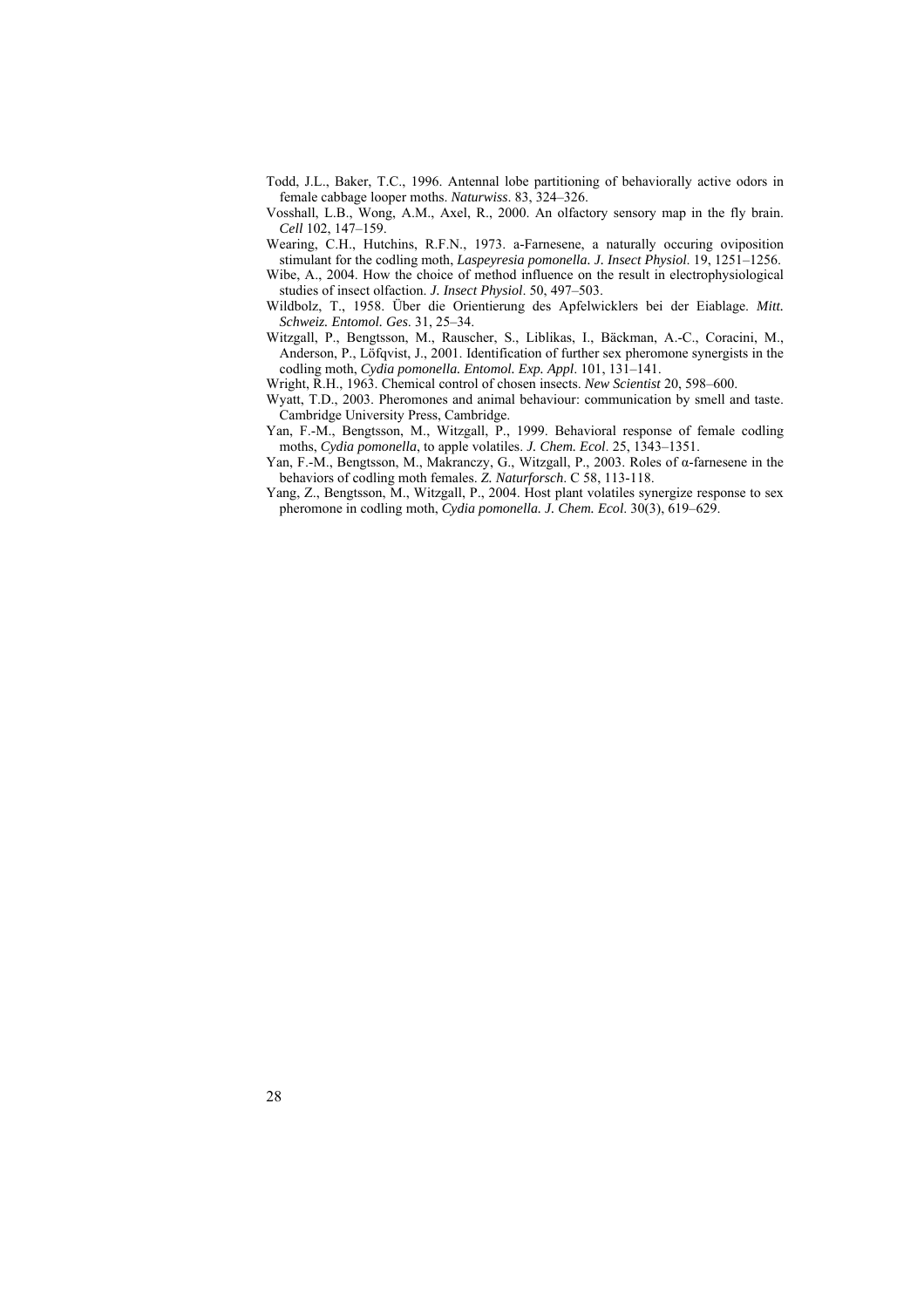Todd, J.L., Baker, T.C., 1996. Antennal lobe partitioning of behaviorally active odors in female cabbage looper moths. *Naturwiss*. 83, 324–326.

Vosshall, L.B., Wong, A.M., Axel, R., 2000. An olfactory sensory map in the fly brain. *Cell* 102, 147–159.

Wearing, C.H., Hutchins, R.F.N., 1973. a-Farnesene, a naturally occuring oviposition stimulant for the codling moth, *Laspeyresia pomonella. J. Insect Physiol*. 19, 1251–1256.

Wibe, A., 2004. How the choice of method influence on the result in electrophysiological studies of insect olfaction. *J. Insect Physiol*. 50, 497–503.

Wildbolz, T., 1958. Über die Orientierung des Apfelwicklers bei der Eiablage. *Mitt. Schweiz. Entomol. Ges*. 31, 25–34.

Witzgall, P., Bengtsson, M., Rauscher, S., Liblikas, I., Bäckman, A.-C., Coracini, M., Anderson, P., Löfqvist, J., 2001. Identification of further sex pheromone synergists in the codling moth, *Cydia pomonella. Entomol. Exp. Appl*. 101, 131–141.

Wright, R.H., 1963. Chemical control of chosen insects. *New Scientist* 20, 598–600.

Wyatt, T.D., 2003. Pheromones and animal behaviour: communication by smell and taste. Cambridge University Press, Cambridge.

Yan, F.-M., Bengtsson, M., Witzgall, P., 1999. Behavioral response of female codling moths, *Cydia pomonella*, to apple volatiles. *J. Chem. Ecol*. 25, 1343–1351.

Yan, F.-M., Bengtsson, M., Makranczy, G., Witzgall, P., 2003. Roles of α-farnesene in the behaviors of codling moth females. *Z. Naturforsch*. C 58, 113-118.

Yang, Z., Bengtsson, M., Witzgall, P., 2004. Host plant volatiles synergize response to sex pheromone in codling moth, *Cydia pomonella. J. Chem. Ecol*. 30(3), 619–629.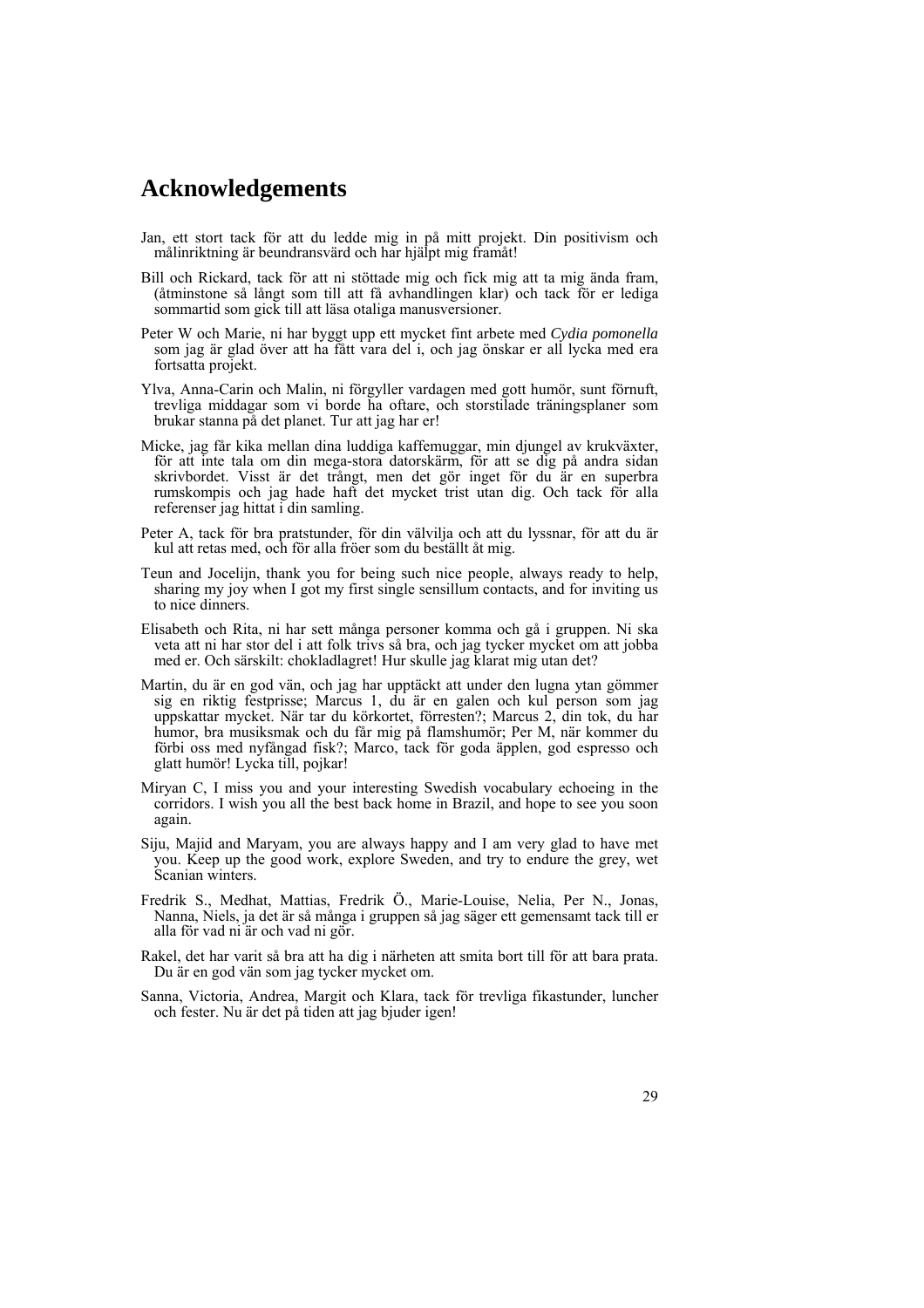# Acknowledgements

Jan, ett stort tack för att du ledde mig in på mitt projekt. Din positivism och målinriktning är beundransvärd och har hjälpt mig framåt!

Bill och Rickard, tack för att ni stöttade mig och fick mig att ta mig ända fram, (åtminstone så långt som till att få avhandlingen klar) och tack för er lediga sommartid som gick till att läsa otaliga manusversioner.

Peter W och Marie, ni har byggt upp ett mycket fint arbete med *Cydia pomonella* som jag är glad över att ha fått vara del i, och jag önskar er all lycka med era fortsatta projekt.

Ylva, Anna-Carin och Malin, ni förgyller vardagen med gott humör, sunt förnuft, trevliga middagar som vi borde ha oftare, och storstilade träningsplaner som brukar stanna på det planet. Tur att jag har er!

Micke, jag får kika mellan dina luddiga kaffemuggar, min djungel av krukväxter, för att inte tala om din mega-stora datorskärm, för att se dig på andra sidan skrivbordet. Visst är det trångt, men det gör inget för du är en superbra rumskompis och jag hade haft det mycket trist utan dig. Och tack för alla referenser jag hittat i din samling.

Peter A, tack för bra pratstunder, för din välvilja och att du lyssnar, för att du är kul att retas med, och för alla fröer som du beställt åt mig.

Teun and Jocelijn, thank you for being such nice people, always ready to help, sharing my joy when I got my first single sensillum contacts, and for inviting us to nice dinners.

Elisabeth och Rita, ni har sett många personer komma och gå i gruppen. Ni ska veta att ni har stor del i att folk trivs så bra, och jag tycker mycket om att jobba med er. Och särskilt: chokladlagret! Hur skulle jag klarat mig utan det?

Martin, du är en god vän, och jag har upptäckt att under den lugna ytan gömmer sig en riktig festprisse; Marcus 1, du är en galen och kul person som jag uppskattar mycket. När tar du körkortet, förresten?; Marcus 2, din tok, du har humor, bra musiksmak och du får mig på flamshumör; Per M, när kommer du förbi oss med nyfångad fisk?; Marco, tack för goda äpplen, god espresso och glatt humör! Lycka till, pojkar!

Miryan C, I miss you and your interesting Swedish vocabulary echoeing in the corridors. I wish you all the best back home in Brazil, and hope to see you soon again.

Siju, Majid and Maryam, you are always happy and I am very glad to have met you. Keep up the good work, explore Sweden, and try to endure the grey, wet Scanian winters.

Fredrik S., Medhat, Mattias, Fredrik Ö., Marie-Louise, Nelia, Per N., Jonas, Nanna, Niels, ja det är så många i gruppen så jag säger ett gemensamt tack till er alla för vad ni är och vad ni gör.

Rakel, det har varit så bra att ha dig i närheten att smita bort till för att bara prata. Du är en god vän som jag tycker mycket om.

Sanna, Victoria, Andrea, Margit och Klara, tack för trevliga fikastunder, luncher och fester. Nu är det på tiden att jag bjuder igen!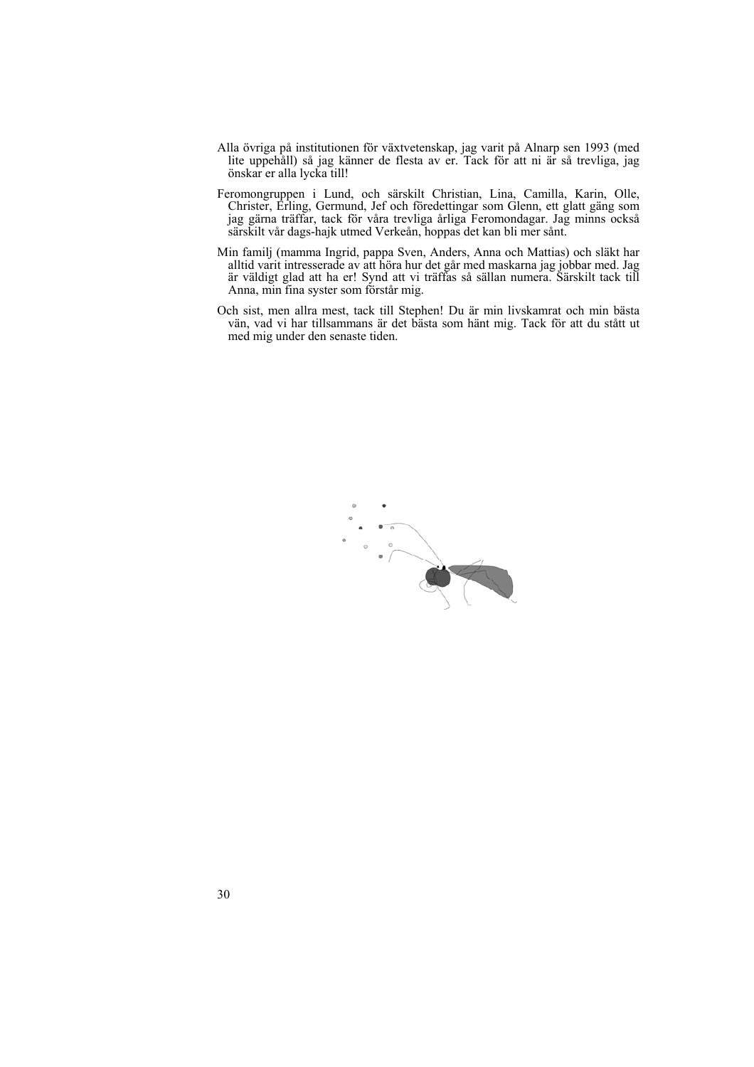Alla övriga på institutionen för växtvetenskap, jag varit på Alnarp sen 1993 (med lite uppehåll) så jag känner de flesta av er. Tack för att ni är så trevliga, jag önskar er alla lycka till!

Feromongruppen i Lund, och särskilt Christian, Lina, Camilla, Karin, Olle, Christer, Erling, Germund, Jef och föredettingar som Glenn, ett glatt gäng som jag gärna träffar, tack för våra trevliga årliga Feromondagar. Jag minns också särskilt vår dags-hajk utmed Verkeån, hoppas det kan bli mer sånt.

Min familj (mamma Ingrid, pappa Sven, Anders, Anna och Mattias) och släkt har alltid varit intresserade av att höra hur det går med maskarna jag jobbar med. Jag är väldigt glad att ha er! Synd att vi träffas så sällan numera. Särskilt tack till Anna, min fina syster som förstår mig.

Och sist, men allra mest, tack till Stephen! Du är min livskamrat och min bästa vän, vad vi har tillsammans är det bästa som hänt mig. Tack för att du stått ut med mig under den senaste tiden.